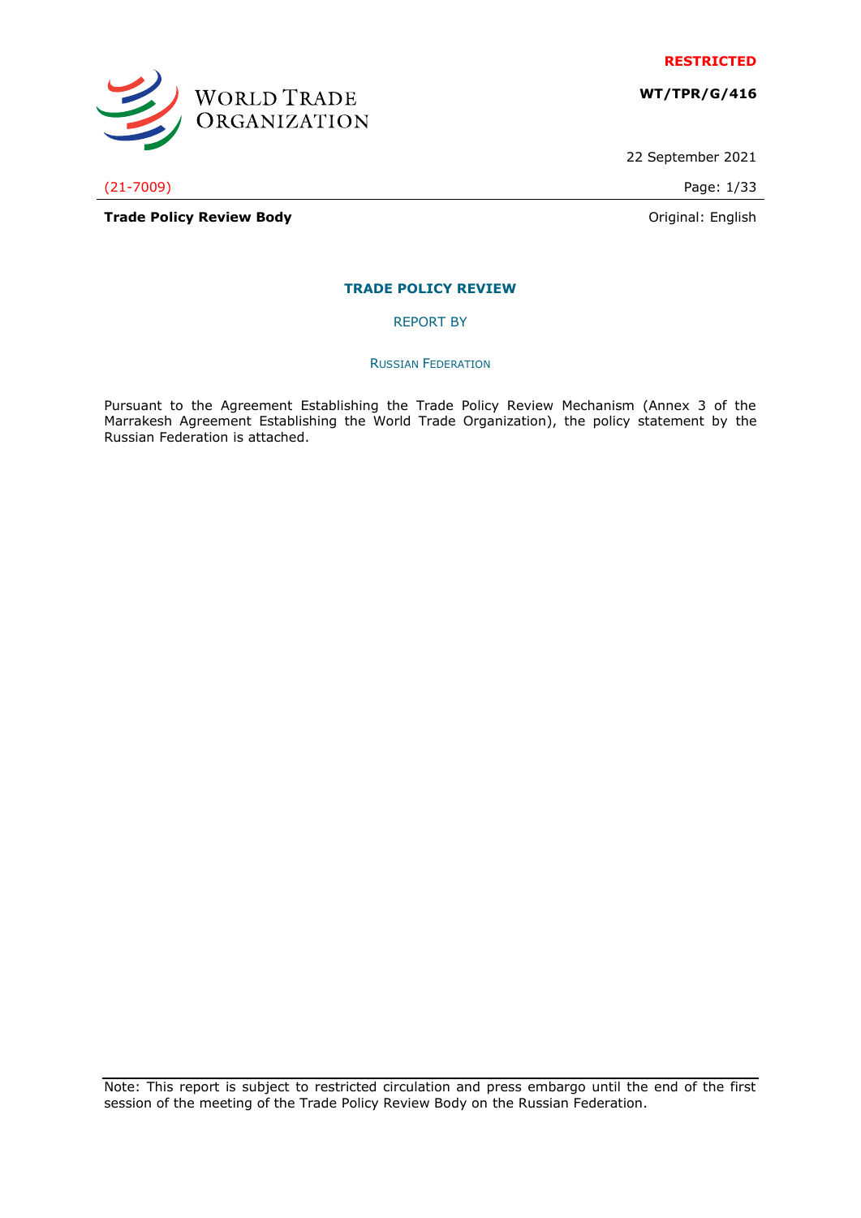WORLD TRADE ORGANIZATION

**RESTRICTED**

**WT/TPR/G/416**

22 September 2021

(21-7009)

**Trade Policy Review Body**

Original: English

# TRADE POLICY REVIEW

## REPORT BY

## RUSSIAN FEDERATION

Pursuant to the Agreement Establishing the Trade Policy Review Mechanism (Annex 3 of the Marrakesh Agreement Establishing the World Trade Organization), the policy statement by the Russian Federation is attached.

Note: This report is subject to restricted circulation and press embargo until the end of the first session of the meeting of the Trade Policy Review Body on the Russian Federation.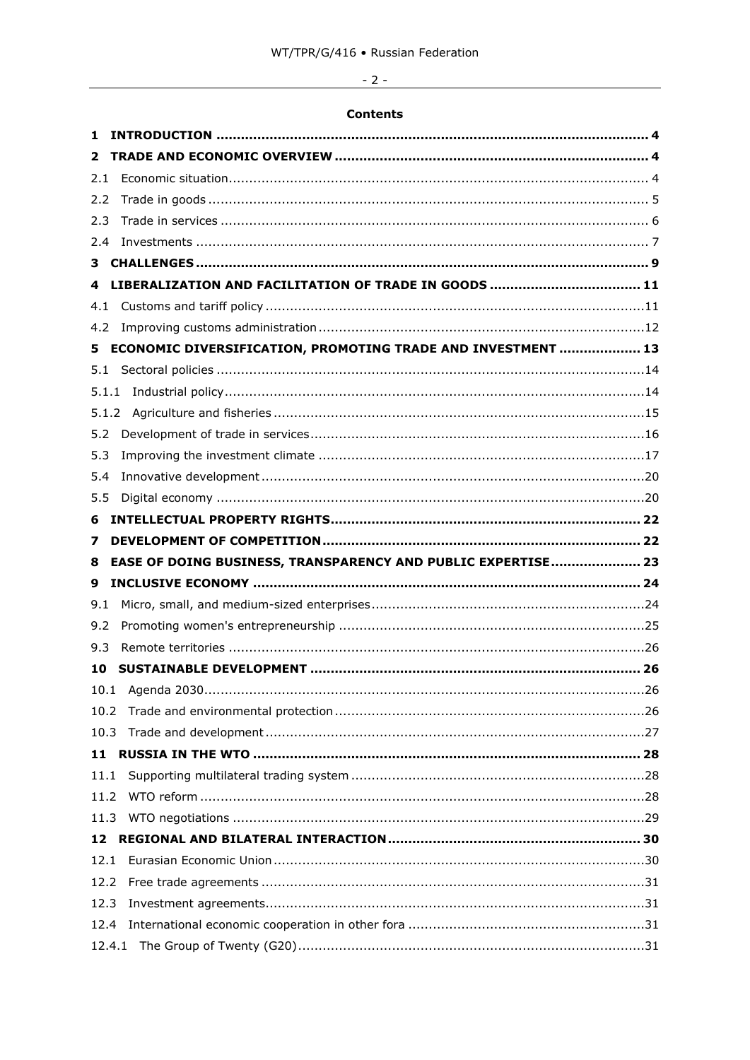**Contents**

1 INTRODUCTION .......... 4
2 TRADE AND ECONOMIC OVERVIEW .......... 4
2.1 Economic situation .......... 4
2.2 Trade in goods .......... 5
2.3 Trade in services .......... 6
2.4 Investments .......... 7
3 CHALLENGES .......... 9
4 LIBERALIZATION AND FACILITATION OF TRADE IN GOODS .......... 11
4.1 Customs and tariff policy .......... 11
4.2 Improving customs administration .......... 12
5 ECONOMIC DIVERSIFICATION, PROMOTING TRADE AND INVESTMENT .......... 13
5.1 Sectoral policies .......... 14
5.1.1 Industrial policy .......... 14
5.1.2 Agriculture and fisheries .......... 15
5.2 Development of trade in services .......... 16
5.3 Improving the investment climate .......... 17
5.4 Innovative development .......... 20
5.5 Digital economy .......... 20
6 INTELLECTUAL PROPERTY RIGHTS .......... 22
7 DEVELOPMENT OF COMPETITION .......... 22
8 EASE OF DOING BUSINESS, TRANSPARENCY AND PUBLIC EXPERTISE .......... 23
9 INCLUSIVE ECONOMY .......... 24
9.1 Micro, small, and medium-sized enterprises .......... 24
9.2 Promoting women's entrepreneurship .......... 25
9.3 Remote territories .......... 26
10 SUSTAINABLE DEVELOPMENT .......... 26
10.1 Agenda 2030 .......... 26
10.2 Trade and environmental protection .......... 26
10.3 Trade and development .......... 27
11 RUSSIA IN THE WTO .......... 28
11.1 Supporting multilateral trading system .......... 28
11.2 WTO reform .......... 28
11.3 WTO negotiations .......... 29
12 REGIONAL AND BILATERAL INTERACTION .......... 30
12.1 Eurasian Economic Union .......... 30
12.2 Free trade agreements .......... 31
12.3 Investment agreements .......... 31
12.4 International economic cooperation in other fora .......... 31
12.4.1 The Group of Twenty (G20) .......... 31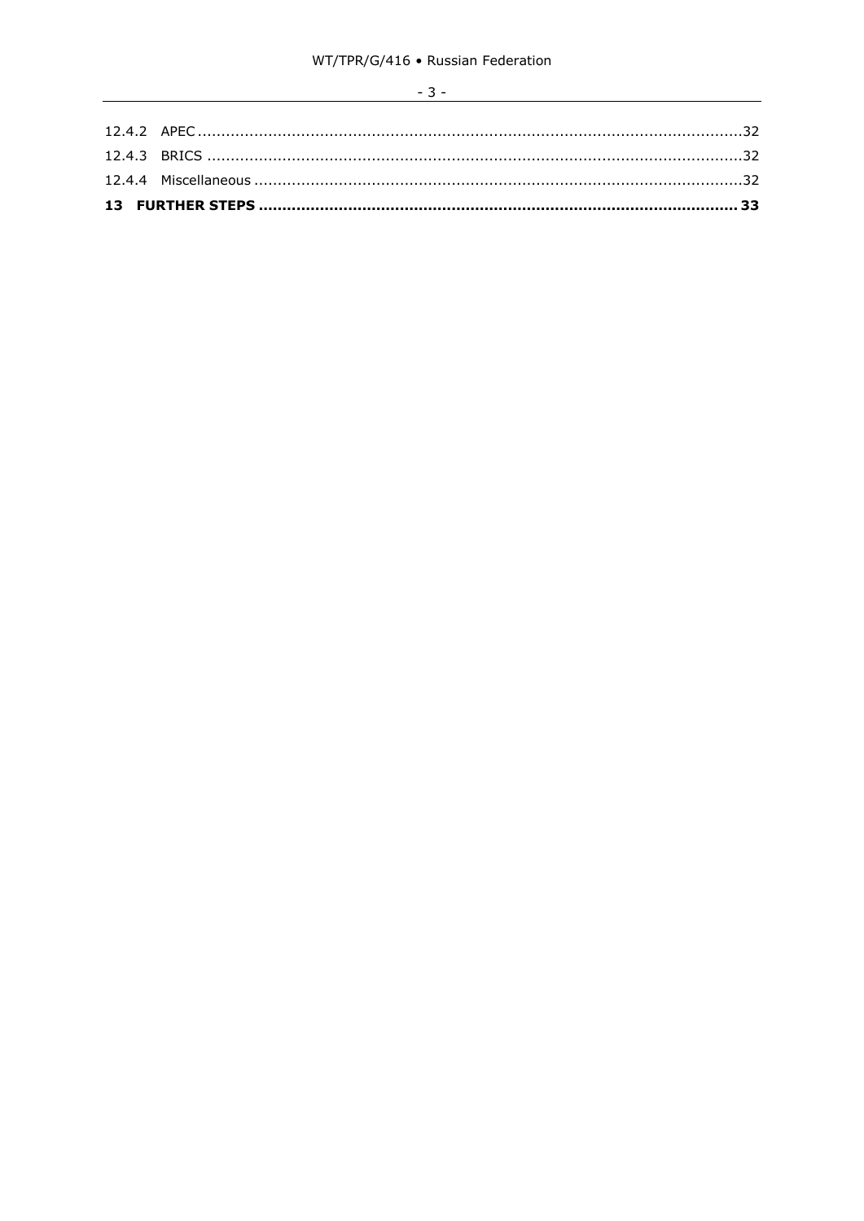12.4.2 APEC ....................................................................................................................32

12.4.3 BRICS ..................................................................................................................32

12.4.4 Miscellaneous ........................................................................................................32

**13 FURTHER STEPS ..................................................................................................... 33**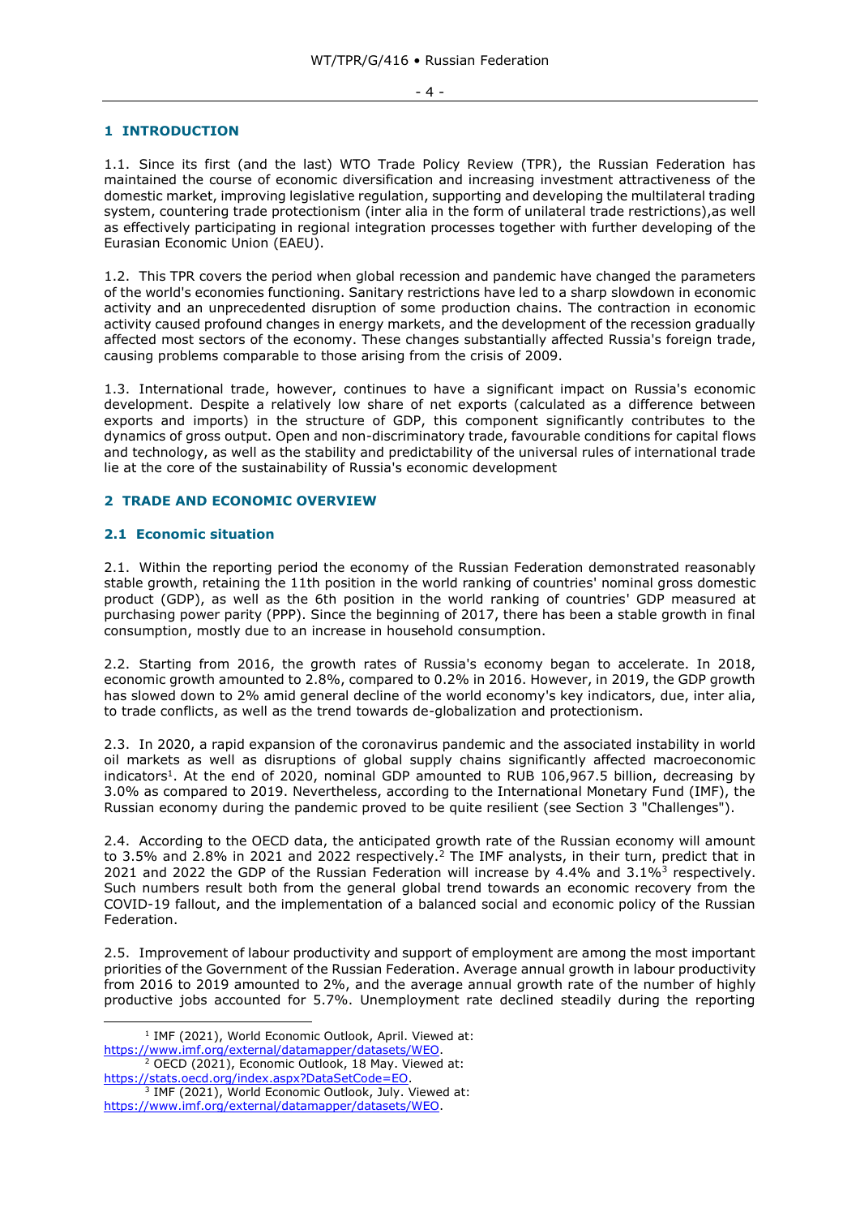# 1 INTRODUCTION

1.1. Since its first (and the last) WTO Trade Policy Review (TPR), the Russian Federation has maintained the course of economic diversification and increasing investment attractiveness of the domestic market, improving legislative regulation, supporting and developing the multilateral trading system, countering trade protectionism (inter alia in the form of unilateral trade restrictions),as well as effectively participating in regional integration processes together with further developing of the Eurasian Economic Union (EAEU).

1.2. This TPR covers the period when global recession and pandemic have changed the parameters of the world's economies functioning. Sanitary restrictions have led to a sharp slowdown in economic activity and an unprecedented disruption of some production chains. The contraction in economic activity caused profound changes in energy markets, and the development of the recession gradually affected most sectors of the economy. These changes substantially affected Russia's foreign trade, causing problems comparable to those arising from the crisis of 2009.

1.3. International trade, however, continues to have a significant impact on Russia's economic development. Despite a relatively low share of net exports (calculated as a difference between exports and imports) in the structure of GDP, this component significantly contributes to the dynamics of gross output. Open and non-discriminatory trade, favourable conditions for capital flows and technology, as well as the stability and predictability of the universal rules of international trade lie at the core of the sustainability of Russia's economic development

# 2 TRADE AND ECONOMIC OVERVIEW

## 2.1 Economic situation

2.1. Within the reporting period the economy of the Russian Federation demonstrated reasonably stable growth, retaining the 11th position in the world ranking of countries' nominal gross domestic product (GDP), as well as the 6th position in the world ranking of countries' GDP measured at purchasing power parity (PPP). Since the beginning of 2017, there has been a stable growth in final consumption, mostly due to an increase in household consumption.

2.2. Starting from 2016, the growth rates of Russia's economy began to accelerate. In 2018, economic growth amounted to 2.8%, compared to 0.2% in 2016. However, in 2019, the GDP growth has slowed down to 2% amid general decline of the world economy's key indicators, due, inter alia, to trade conflicts, as well as the trend towards de-globalization and protectionism.

2.3. In 2020, a rapid expansion of the coronavirus pandemic and the associated instability in world oil markets as well as disruptions of global supply chains significantly affected macroeconomic indicators[1]. At the end of 2020, nominal GDP amounted to RUB 106,967.5 billion, decreasing by 3.0% as compared to 2019. Nevertheless, according to the International Monetary Fund (IMF), the Russian economy during the pandemic proved to be quite resilient (see Section 3 "Challenges").

2.4. According to the OECD data, the anticipated growth rate of the Russian economy will amount to 3.5% and 2.8% in 2021 and 2022 respectively.[2] The IMF analysts, in their turn, predict that in 2021 and 2022 the GDP of the Russian Federation will increase by 4.4% and 3.1%[3] respectively. Such numbers result both from the general global trend towards an economic recovery from the COVID-19 fallout, and the implementation of a balanced social and economic policy of the Russian Federation.

2.5. Improvement of labour productivity and support of employment are among the most important priorities of the Government of the Russian Federation. Average annual growth in labour productivity from 2016 to 2019 amounted to 2%, and the average annual growth rate of the number of highly productive jobs accounted for 5.7%. Unemployment rate declined steadily during the reporting

---

[1] IMF (2021), World Economic Outlook, April. Viewed at: https://www.imf.org/external/datamapper/datasets/WEO.

[2] OECD (2021), Economic Outlook, 18 May. Viewed at: https://stats.oecd.org/index.aspx?DataSetCode=EO.

[3] IMF (2021), World Economic Outlook, July. Viewed at: https://www.imf.org/external/datamapper/datasets/WEO.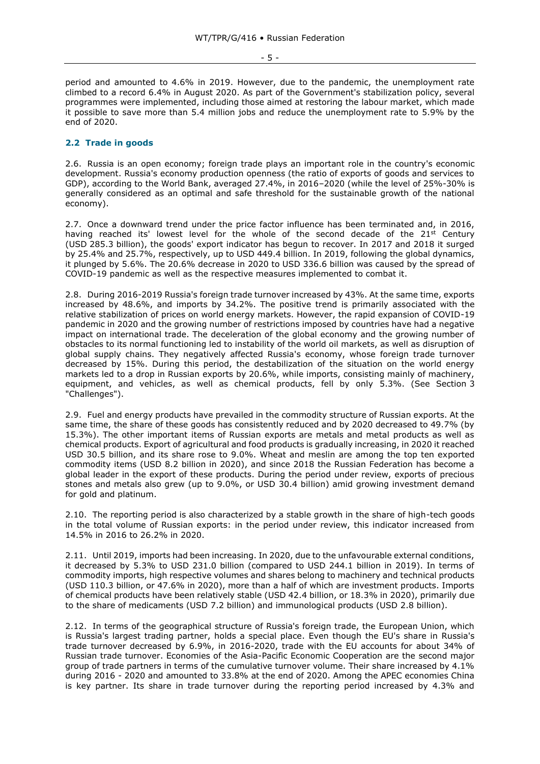period and amounted to 4.6% in 2019. However, due to the pandemic, the unemployment rate climbed to a record 6.4% in August 2020. As part of the Government's stabilization policy, several programmes were implemented, including those aimed at restoring the labour market, which made it possible to save more than 5.4 million jobs and reduce the unemployment rate to 5.9% by the end of 2020.

## 2.2 Trade in goods

2.6. Russia is an open economy; foreign trade plays an important role in the country's economic development. Russia's economy production openness (the ratio of exports of goods and services to GDP), according to the World Bank, averaged 27.4%, in 2016–2020 (while the level of 25%-30% is generally considered as an optimal and safe threshold for the sustainable growth of the national economy).

2.7. Once a downward trend under the price factor influence has been terminated and, in 2016, having reached its' lowest level for the whole of the second decade of the 21st Century (USD 285.3 billion), the goods' export indicator has begun to recover. In 2017 and 2018 it surged by 25.4% and 25.7%, respectively, up to USD 449.4 billion. In 2019, following the global dynamics, it plunged by 5.6%. The 20.6% decrease in 2020 to USD 336.6 billion was caused by the spread of COVID-19 pandemic as well as the respective measures implemented to combat it.

2.8. During 2016-2019 Russia's foreign trade turnover increased by 43%. At the same time, exports increased by 48.6%, and imports by 34.2%. The positive trend is primarily associated with the relative stabilization of prices on world energy markets. However, the rapid expansion of COVID-19 pandemic in 2020 and the growing number of restrictions imposed by countries have had a negative impact on international trade. The deceleration of the global economy and the growing number of obstacles to its normal functioning led to instability of the world oil markets, as well as disruption of global supply chains. They negatively affected Russia's economy, whose foreign trade turnover decreased by 15%. During this period, the destabilization of the situation on the world energy markets led to a drop in Russian exports by 20.6%, while imports, consisting mainly of machinery, equipment, and vehicles, as well as chemical products, fell by only 5.3%. (See Section 3 "Challenges").

2.9. Fuel and energy products have prevailed in the commodity structure of Russian exports. At the same time, the share of these goods has consistently reduced and by 2020 decreased to 49.7% (by 15.3%). The other important items of Russian exports are metals and metal products as well as chemical products. Export of agricultural and food products is gradually increasing, in 2020 it reached USD 30.5 billion, and its share rose to 9.0%. Wheat and meslin are among the top ten exported commodity items (USD 8.2 billion in 2020), and since 2018 the Russian Federation has become a global leader in the export of these products. During the period under review, exports of precious stones and metals also grew (up to 9.0%, or USD 30.4 billion) amid growing investment demand for gold and platinum.

2.10. The reporting period is also characterized by a stable growth in the share of high-tech goods in the total volume of Russian exports: in the period under review, this indicator increased from 14.5% in 2016 to 26.2% in 2020.

2.11. Until 2019, imports had been increasing. In 2020, due to the unfavourable external conditions, it decreased by 5.3% to USD 231.0 billion (compared to USD 244.1 billion in 2019). In terms of commodity imports, high respective volumes and shares belong to machinery and technical products (USD 110.3 billion, or 47.6% in 2020), more than a half of which are investment products. Imports of chemical products have been relatively stable (USD 42.4 billion, or 18.3% in 2020), primarily due to the share of medicaments (USD 7.2 billion) and immunological products (USD 2.8 billion).

2.12. In terms of the geographical structure of Russia's foreign trade, the European Union, which is Russia's largest trading partner, holds a special place. Even though the EU's share in Russia's trade turnover decreased by 6.9%, in 2016-2020, trade with the EU accounts for about 34% of Russian trade turnover. Economies of the Asia-Pacific Economic Cooperation are the second major group of trade partners in terms of the cumulative turnover volume. Their share increased by 4.1% during 2016 - 2020 and amounted to 33.8% at the end of 2020. Among the APEC economies China is key partner. Its share in trade turnover during the reporting period increased by 4.3% and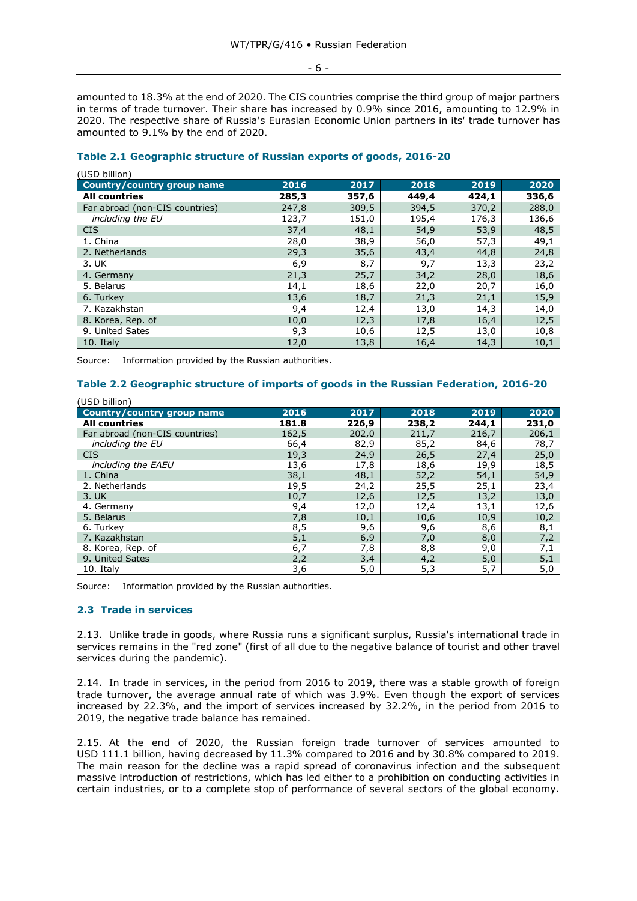amounted to 18.3% at the end of 2020. The CIS countries comprise the third group of major partners in terms of trade turnover. Their share has increased by 0.9% since 2016, amounting to 12.9% in 2020. The respective share of Russia's Eurasian Economic Union partners in its' trade turnover has amounted to 9.1% by the end of 2020.

### Table 2.1 Geographic structure of Russian exports of goods, 2016-20

(USD billion)

| Country/country group name | 2016 | 2017 | 2018 | 2019 | 2020 |
|---|---|---|---|---|---|
| **All countries** | **285,3** | **357,6** | **449,4** | **424,1** | **336,6** |
| Far abroad (non-CIS countries) | 247,8 | 309,5 | 394,5 | 370,2 | 288,0 |
| *including the EU* | 123,7 | 151,0 | 195,4 | 176,3 | 136,6 |
| CIS | 37,4 | 48,1 | 54,9 | 53,9 | 48,5 |
| 1. China | 28,0 | 38,9 | 56,0 | 57,3 | 49,1 |
| 2. Netherlands | 29,3 | 35,6 | 43,4 | 44,8 | 24,8 |
| 3. UK | 6,9 | 8,7 | 9,7 | 13,3 | 23,2 |
| 4. Germany | 21,3 | 25,7 | 34,2 | 28,0 | 18,6 |
| 5. Belarus | 14,1 | 18,6 | 22,0 | 20,7 | 16,0 |
| 6. Turkey | 13,6 | 18,7 | 21,3 | 21,1 | 15,9 |
| 7. Kazakhstan | 9,4 | 12,4 | 13,0 | 14,3 | 14,0 |
| 8. Korea, Rep. of | 10,0 | 12,3 | 17,8 | 16,4 | 12,5 |
| 9. United Sates | 9,3 | 10,6 | 12,5 | 13,0 | 10,8 |
| 10. Italy | 12,0 | 13,8 | 16,4 | 14,3 | 10,1 |

Source: Information provided by the Russian authorities.

### Table 2.2 Geographic structure of imports of goods in the Russian Federation, 2016-20

(USD billion)

| Country/country group name | 2016 | 2017 | 2018 | 2019 | 2020 |
|---|---|---|---|---|---|
| **All countries** | **181.8** | **226,9** | **238,2** | **244,1** | **231,0** |
| Far abroad (non-CIS countries) | 162,5 | 202,0 | 211,7 | 216,7 | 206,1 |
| *including the EU* | 66,4 | 82,9 | 85,2 | 84,6 | 78,7 |
| CIS | 19,3 | 24,9 | 26,5 | 27,4 | 25,0 |
| *including the EAEU* | 13,6 | 17,8 | 18,6 | 19,9 | 18,5 |
| 1. China | 38,1 | 48,1 | 52,2 | 54,1 | 54,9 |
| 2. Netherlands | 19,5 | 24,2 | 25,5 | 25,1 | 23,4 |
| 3. UK | 10,7 | 12,6 | 12,5 | 13,2 | 13,0 |
| 4. Germany | 9,4 | 12,0 | 12,4 | 13,1 | 12,6 |
| 5. Belarus | 7,8 | 10,1 | 10,6 | 10,9 | 10,2 |
| 6. Turkey | 8,5 | 9,6 | 9,6 | 8,6 | 8,1 |
| 7. Kazakhstan | 5,1 | 6,9 | 7,0 | 8,0 | 7,2 |
| 8. Korea, Rep. of | 6,7 | 7,8 | 8,8 | 9,0 | 7,1 |
| 9. United Sates | 2,2 | 3,4 | 4,2 | 5,0 | 5,1 |
| 10. Italy | 3,6 | 5,0 | 5,3 | 5,7 | 5,0 |

Source: Information provided by the Russian authorities.

## 2.3 Trade in services

2.13. Unlike trade in goods, where Russia runs a significant surplus, Russia's international trade in services remains in the "red zone" (first of all due to the negative balance of tourist and other travel services during the pandemic).

2.14. In trade in services, in the period from 2016 to 2019, there was a stable growth of foreign trade turnover, the average annual rate of which was 3.9%. Even though the export of services increased by 22.3%, and the import of services increased by 32.2%, in the period from 2016 to 2019, the negative trade balance has remained.

2.15. At the end of 2020, the Russian foreign trade turnover of services amounted to USD 111.1 billion, having decreased by 11.3% compared to 2016 and by 30.8% compared to 2019. The main reason for the decline was a rapid spread of coronavirus infection and the subsequent massive introduction of restrictions, which has led either to a prohibition on conducting activities in certain industries, or to a complete stop of performance of several sectors of the global economy.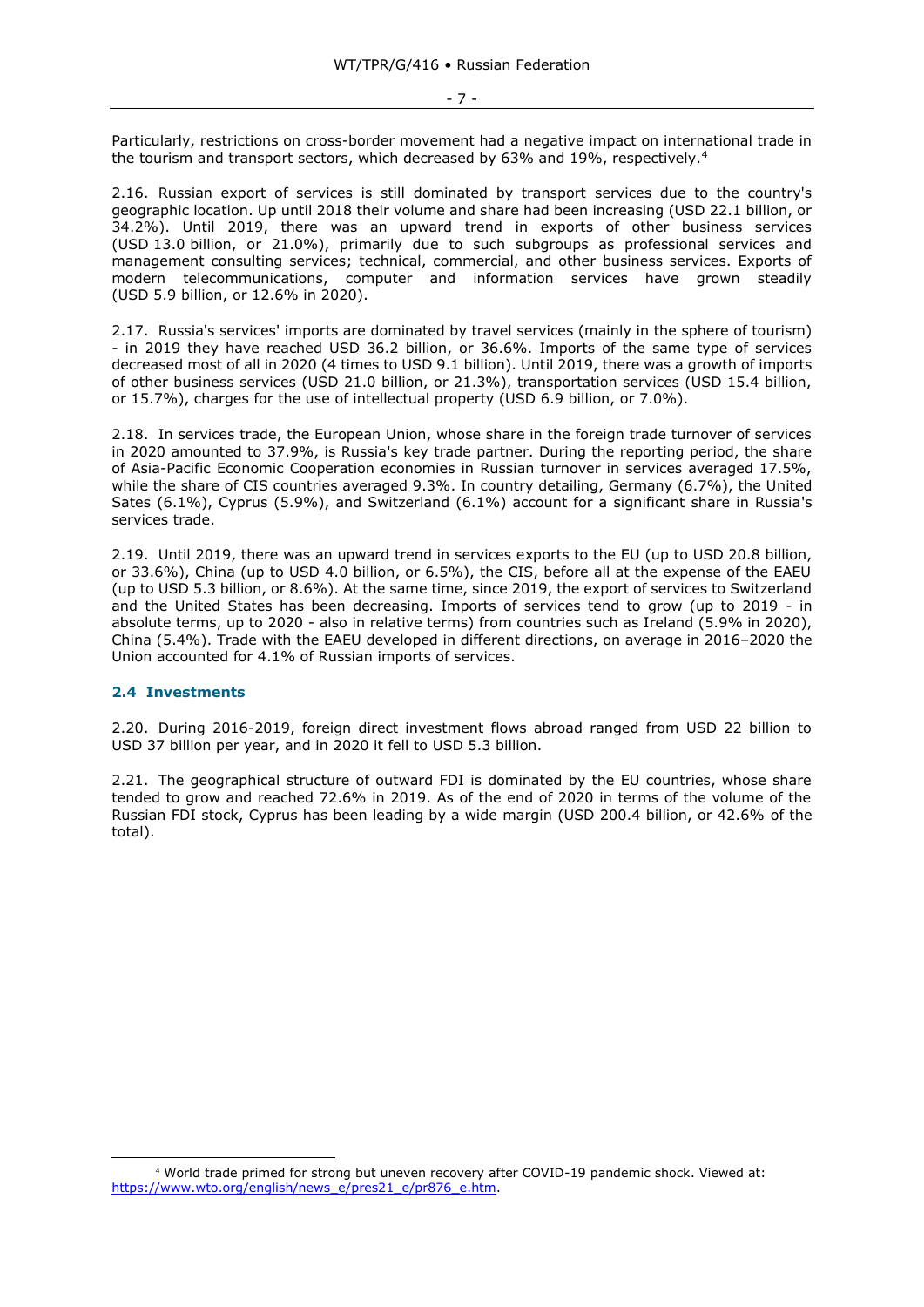Particularly, restrictions on cross-border movement had a negative impact on international trade in the tourism and transport sectors, which decreased by 63% and 19%, respectively.[4]

2.16. Russian export of services is still dominated by transport services due to the country's geographic location. Up until 2018 their volume and share had been increasing (USD 22.1 billion, or 34.2%). Until 2019, there was an upward trend in exports of other business services (USD 13.0 billion, or 21.0%), primarily due to such subgroups as professional services and management consulting services; technical, commercial, and other business services. Exports of modern telecommunications, computer and information services have grown steadily (USD 5.9 billion, or 12.6% in 2020).

2.17. Russia's services' imports are dominated by travel services (mainly in the sphere of tourism) - in 2019 they have reached USD 36.2 billion, or 36.6%. Imports of the same type of services decreased most of all in 2020 (4 times to USD 9.1 billion). Until 2019, there was a growth of imports of other business services (USD 21.0 billion, or 21.3%), transportation services (USD 15.4 billion, or 15.7%), charges for the use of intellectual property (USD 6.9 billion, or 7.0%).

2.18. In services trade, the European Union, whose share in the foreign trade turnover of services in 2020 amounted to 37.9%, is Russia's key trade partner. During the reporting period, the share of Asia-Pacific Economic Cooperation economies in Russian turnover in services averaged 17.5%, while the share of CIS countries averaged 9.3%. In country detailing, Germany (6.7%), the United Sates (6.1%), Cyprus (5.9%), and Switzerland (6.1%) account for a significant share in Russia's services trade.

2.19. Until 2019, there was an upward trend in services exports to the EU (up to USD 20.8 billion, or 33.6%), China (up to USD 4.0 billion, or 6.5%), the CIS, before all at the expense of the EAEU (up to USD 5.3 billion, or 8.6%). At the same time, since 2019, the export of services to Switzerland and the United States has been decreasing. Imports of services tend to grow (up to 2019 - in absolute terms, up to 2020 - also in relative terms) from countries such as Ireland (5.9% in 2020), China (5.4%). Trade with the EAEU developed in different directions, on average in 2016–2020 the Union accounted for 4.1% of Russian imports of services.

## 2.4 Investments

2.20. During 2016-2019, foreign direct investment flows abroad ranged from USD 22 billion to USD 37 billion per year, and in 2020 it fell to USD 5.3 billion.

2.21. The geographical structure of outward FDI is dominated by the EU countries, whose share tended to grow and reached 72.6% in 2019. As of the end of 2020 in terms of the volume of the Russian FDI stock, Cyprus has been leading by a wide margin (USD 200.4 billion, or 42.6% of the total).

[4] World trade primed for strong but uneven recovery after COVID-19 pandemic shock. Viewed at: https://www.wto.org/english/news_e/pres21_e/pr876_e.htm.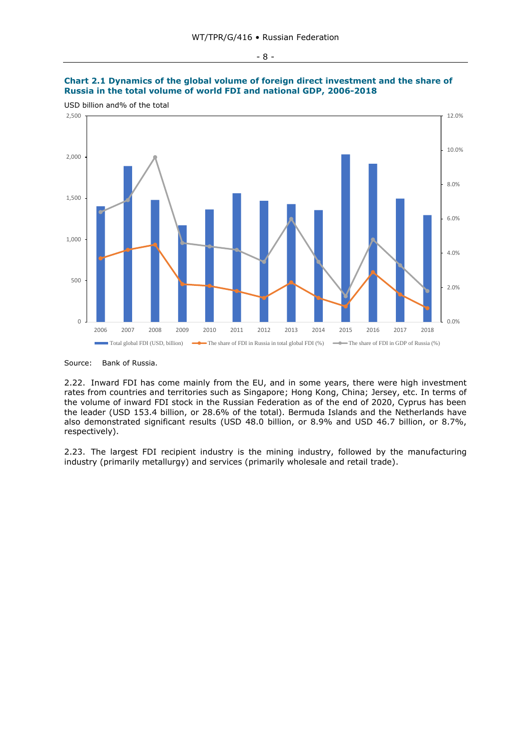**Chart 2.1 Dynamics of the global volume of foreign direct investment and the share of Russia in the total volume of world FDI and national GDP, 2006-2018**

USD billion and% of the total

Source: Bank of Russia.

2.22. Inward FDI has come mainly from the EU, and in some years, there were high investment rates from countries and territories such as Singapore; Hong Kong, China; Jersey, etc. In terms of the volume of inward FDI stock in the Russian Federation as of the end of 2020, Cyprus has been the leader (USD 153.4 billion, or 28.6% of the total). Bermuda Islands and the Netherlands have also demonstrated significant results (USD 48.0 billion, or 8.9% and USD 46.7 billion, or 8.7%, respectively).

2.23. The largest FDI recipient industry is the mining industry, followed by the manufacturing industry (primarily metallurgy) and services (primarily wholesale and retail trade).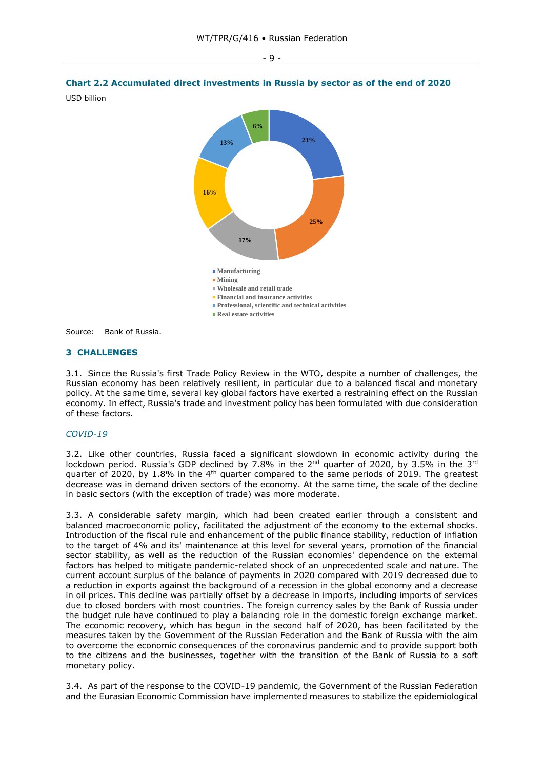**Chart 2.2 Accumulated direct investments in Russia by sector as of the end of 2020**

USD billion

| Sector | Share |
|---|---|
| Manufacturing | 23% |
| Mining | 25% |
| Wholesale and retail trade | 17% |
| Financial and insurance activities | 16% |
| Professional, scientific and technical activities | 13% |
| Real estate activities | 6% |

Source: Bank of Russia.

## 3 CHALLENGES

3.1. Since the Russia's first Trade Policy Review in the WTO, despite a number of challenges, the Russian economy has been relatively resilient, in particular due to a balanced fiscal and monetary policy. At the same time, several key global factors have exerted a restraining effect on the Russian economy. In effect, Russia's trade and investment policy has been formulated with due consideration of these factors.

### *COVID-19*

3.2. Like other countries, Russia faced a significant slowdown in economic activity during the lockdown period. Russia's GDP declined by 7.8% in the 2nd quarter of 2020, by 3.5% in the 3rd quarter of 2020, by 1.8% in the 4th quarter compared to the same periods of 2019. The greatest decrease was in demand driven sectors of the economy. At the same time, the scale of the decline in basic sectors (with the exception of trade) was more moderate.

3.3. A considerable safety margin, which had been created earlier through a consistent and balanced macroeconomic policy, facilitated the adjustment of the economy to the external shocks. Introduction of the fiscal rule and enhancement of the public finance stability, reduction of inflation to the target of 4% and its' maintenance at this level for several years, promotion of the financial sector stability, as well as the reduction of the Russian economies' dependence on the external factors has helped to mitigate pandemic-related shock of an unprecedented scale and nature. The current account surplus of the balance of payments in 2020 compared with 2019 decreased due to a reduction in exports against the background of a recession in the global economy and a decrease in oil prices. This decline was partially offset by a decrease in imports, including imports of services due to closed borders with most countries. The foreign currency sales by the Bank of Russia under the budget rule have continued to play a balancing role in the domestic foreign exchange market. The economic recovery, which has begun in the second half of 2020, has been facilitated by the measures taken by the Government of the Russian Federation and the Bank of Russia with the aim to overcome the economic consequences of the coronavirus pandemic and to provide support both to the citizens and the businesses, together with the transition of the Bank of Russia to a soft monetary policy.

3.4. As part of the response to the COVID-19 pandemic, the Government of the Russian Federation and the Eurasian Economic Commission have implemented measures to stabilize the epidemiological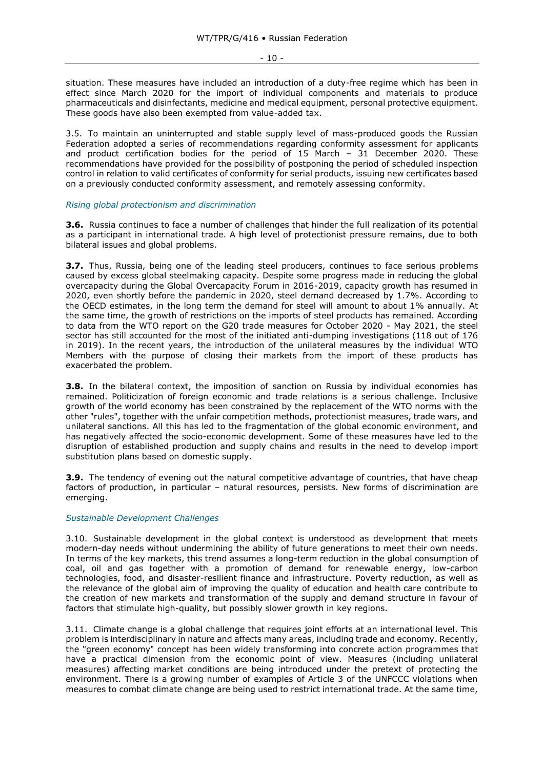situation. These measures have included an introduction of a duty-free regime which has been in effect since March 2020 for the import of individual components and materials to produce pharmaceuticals and disinfectants, medicine and medical equipment, personal protective equipment. These goods have also been exempted from value-added tax.

3.5. To maintain an uninterrupted and stable supply level of mass-produced goods the Russian Federation adopted a series of recommendations regarding conformity assessment for applicants and product certification bodies for the period of 15 March – 31 December 2020. These recommendations have provided for the possibility of postponing the period of scheduled inspection control in relation to valid certificates of conformity for serial products, issuing new certificates based on a previously conducted conformity assessment, and remotely assessing conformity.

*Rising global protectionism and discrimination*

**3.6.** Russia continues to face a number of challenges that hinder the full realization of its potential as a participant in international trade. A high level of protectionist pressure remains, due to both bilateral issues and global problems.

**3.7.** Thus, Russia, being one of the leading steel producers, continues to face serious problems caused by excess global steelmaking capacity. Despite some progress made in reducing the global overcapacity during the Global Overcapacity Forum in 2016-2019, capacity growth has resumed in 2020, even shortly before the pandemic in 2020, steel demand decreased by 1.7%. According to the OECD estimates, in the long term the demand for steel will amount to about 1% annually. At the same time, the growth of restrictions on the imports of steel products has remained. According to data from the WTO report on the G20 trade measures for October 2020 - May 2021, the steel sector has still accounted for the most of the initiated anti-dumping investigations (118 out of 176 in 2019). In the recent years, the introduction of the unilateral measures by the individual WTO Members with the purpose of closing their markets from the import of these products has exacerbated the problem.

**3.8.** In the bilateral context, the imposition of sanction on Russia by individual economies has remained. Politicization of foreign economic and trade relations is a serious challenge. Inclusive growth of the world economy has been constrained by the replacement of the WTO norms with the other "rules", together with the unfair competition methods, protectionist measures, trade wars, and unilateral sanctions. All this has led to the fragmentation of the global economic environment, and has negatively affected the socio-economic development. Some of these measures have led to the disruption of established production and supply chains and results in the need to develop import substitution plans based on domestic supply.

**3.9.** The tendency of evening out the natural competitive advantage of countries, that have cheap factors of production, in particular – natural resources, persists. New forms of discrimination are emerging.

*Sustainable Development Challenges*

3.10. Sustainable development in the global context is understood as development that meets modern-day needs without undermining the ability of future generations to meet their own needs. In terms of the key markets, this trend assumes a long-term reduction in the global consumption of coal, oil and gas together with a promotion of demand for renewable energy, low-carbon technologies, food, and disaster-resilient finance and infrastructure. Poverty reduction, as well as the relevance of the global aim of improving the quality of education and health care contribute to the creation of new markets and transformation of the supply and demand structure in favour of factors that stimulate high-quality, but possibly slower growth in key regions.

3.11. Climate change is a global challenge that requires joint efforts at an international level. This problem is interdisciplinary in nature and affects many areas, including trade and economy. Recently, the "green economy" concept has been widely transforming into concrete action programmes that have a practical dimension from the economic point of view. Measures (including unilateral measures) affecting market conditions are being introduced under the pretext of protecting the environment. There is a growing number of examples of Article 3 of the UNFCCC violations when measures to combat climate change are being used to restrict international trade. At the same time,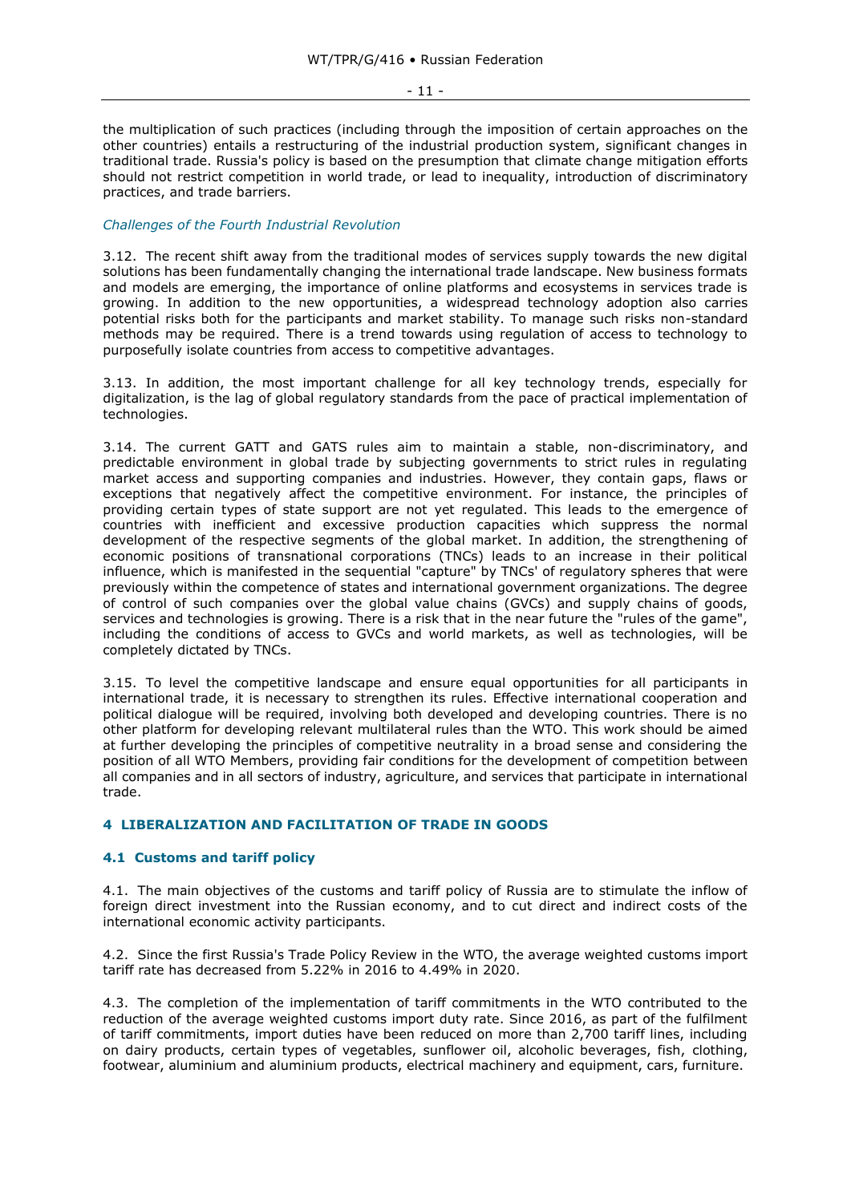the multiplication of such practices (including through the imposition of certain approaches on the other countries) entails a restructuring of the industrial production system, significant changes in traditional trade. Russia's policy is based on the presumption that climate change mitigation efforts should not restrict competition in world trade, or lead to inequality, introduction of discriminatory practices, and trade barriers.

*Challenges of the Fourth Industrial Revolution*

3.12. The recent shift away from the traditional modes of services supply towards the new digital solutions has been fundamentally changing the international trade landscape. New business formats and models are emerging, the importance of online platforms and ecosystems in services trade is growing. In addition to the new opportunities, a widespread technology adoption also carries potential risks both for the participants and market stability. To manage such risks non-standard methods may be required. There is a trend towards using regulation of access to technology to purposefully isolate countries from access to competitive advantages.

3.13. In addition, the most important challenge for all key technology trends, especially for digitalization, is the lag of global regulatory standards from the pace of practical implementation of technologies.

3.14. The current GATT and GATS rules aim to maintain a stable, non-discriminatory, and predictable environment in global trade by subjecting governments to strict rules in regulating market access and supporting companies and industries. However, they contain gaps, flaws or exceptions that negatively affect the competitive environment. For instance, the principles of providing certain types of state support are not yet regulated. This leads to the emergence of countries with inefficient and excessive production capacities which suppress the normal development of the respective segments of the global market. In addition, the strengthening of economic positions of transnational corporations (TNCs) leads to an increase in their political influence, which is manifested in the sequential "capture" by TNCs' of regulatory spheres that were previously within the competence of states and international government organizations. The degree of control of such companies over the global value chains (GVCs) and supply chains of goods, services and technologies is growing. There is a risk that in the near future the "rules of the game", including the conditions of access to GVCs and world markets, as well as technologies, will be completely dictated by TNCs.

3.15. To level the competitive landscape and ensure equal opportunities for all participants in international trade, it is necessary to strengthen its rules. Effective international cooperation and political dialogue will be required, involving both developed and developing countries. There is no other platform for developing relevant multilateral rules than the WTO. This work should be aimed at further developing the principles of competitive neutrality in a broad sense and considering the position of all WTO Members, providing fair conditions for the development of competition between all companies and in all sectors of industry, agriculture, and services that participate in international trade.

## 4 LIBERALIZATION AND FACILITATION OF TRADE IN GOODS

### 4.1 Customs and tariff policy

4.1. The main objectives of the customs and tariff policy of Russia are to stimulate the inflow of foreign direct investment into the Russian economy, and to cut direct and indirect costs of the international economic activity participants.

4.2. Since the first Russia's Trade Policy Review in the WTO, the average weighted customs import tariff rate has decreased from 5.22% in 2016 to 4.49% in 2020.

4.3. The completion of the implementation of tariff commitments in the WTO contributed to the reduction of the average weighted customs import duty rate. Since 2016, as part of the fulfilment of tariff commitments, import duties have been reduced on more than 2,700 tariff lines, including on dairy products, certain types of vegetables, sunflower oil, alcoholic beverages, fish, clothing, footwear, aluminium and aluminium products, electrical machinery and equipment, cars, furniture.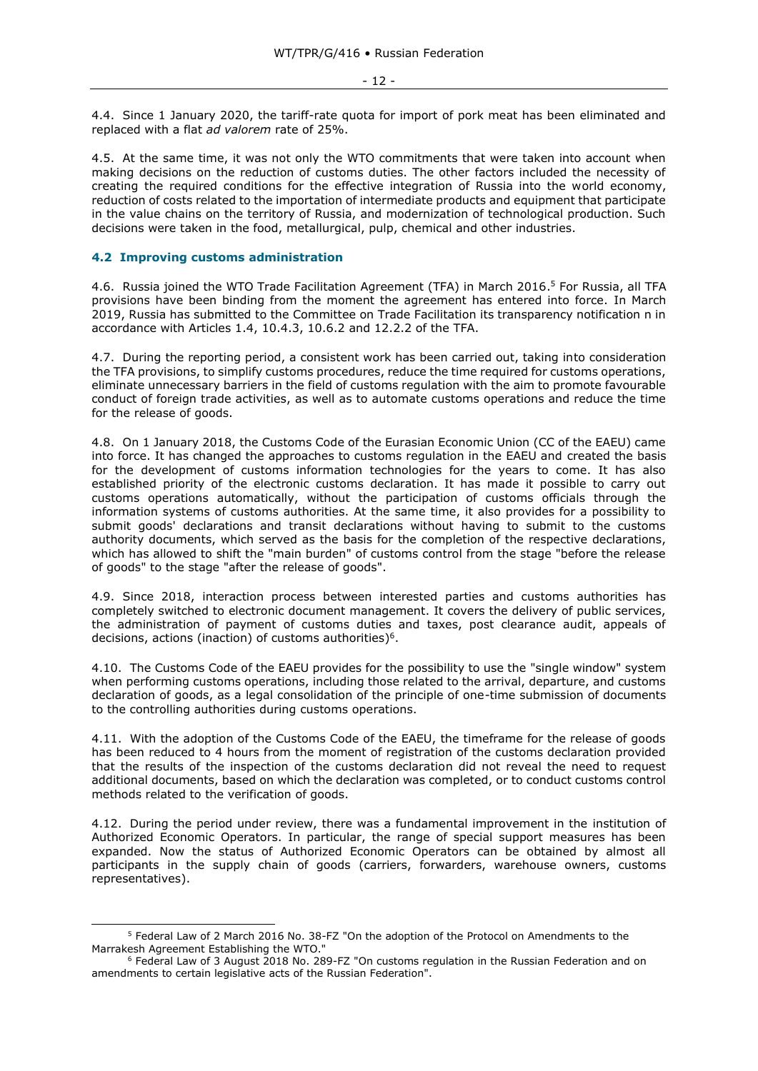4.4. Since 1 January 2020, the tariff-rate quota for import of pork meat has been eliminated and replaced with a flat *ad valorem* rate of 25%.

4.5. At the same time, it was not only the WTO commitments that were taken into account when making decisions on the reduction of customs duties. The other factors included the necessity of creating the required conditions for the effective integration of Russia into the world economy, reduction of costs related to the importation of intermediate products and equipment that participate in the value chains on the territory of Russia, and modernization of technological production. Such decisions were taken in the food, metallurgical, pulp, chemical and other industries.

### 4.2 Improving customs administration

4.6. Russia joined the WTO Trade Facilitation Agreement (TFA) in March 2016.[5] For Russia, all TFA provisions have been binding from the moment the agreement has entered into force. In March 2019, Russia has submitted to the Committee on Trade Facilitation its transparency notification n in accordance with Articles 1.4, 10.4.3, 10.6.2 and 12.2.2 of the TFA.

4.7. During the reporting period, a consistent work has been carried out, taking into consideration the TFA provisions, to simplify customs procedures, reduce the time required for customs operations, eliminate unnecessary barriers in the field of customs regulation with the aim to promote favourable conduct of foreign trade activities, as well as to automate customs operations and reduce the time for the release of goods.

4.8. On 1 January 2018, the Customs Code of the Eurasian Economic Union (CC of the EAEU) came into force. It has changed the approaches to customs regulation in the EAEU and created the basis for the development of customs information technologies for the years to come. It has also established priority of the electronic customs declaration. It has made it possible to carry out customs operations automatically, without the participation of customs officials through the information systems of customs authorities. At the same time, it also provides for a possibility to submit goods' declarations and transit declarations without having to submit to the customs authority documents, which served as the basis for the completion of the respective declarations, which has allowed to shift the "main burden" of customs control from the stage "before the release of goods" to the stage "after the release of goods".

4.9. Since 2018, interaction process between interested parties and customs authorities has completely switched to electronic document management. It covers the delivery of public services, the administration of payment of customs duties and taxes, post clearance audit, appeals of decisions, actions (inaction) of customs authorities)[6].

4.10. The Customs Code of the EAEU provides for the possibility to use the "single window" system when performing customs operations, including those related to the arrival, departure, and customs declaration of goods, as a legal consolidation of the principle of one-time submission of documents to the controlling authorities during customs operations.

4.11. With the adoption of the Customs Code of the EAEU, the timeframe for the release of goods has been reduced to 4 hours from the moment of registration of the customs declaration provided that the results of the inspection of the customs declaration did not reveal the need to request additional documents, based on which the declaration was completed, or to conduct customs control methods related to the verification of goods.

4.12. During the period under review, there was a fundamental improvement in the institution of Authorized Economic Operators. In particular, the range of special support measures has been expanded. Now the status of Authorized Economic Operators can be obtained by almost all participants in the supply chain of goods (carriers, forwarders, warehouse owners, customs representatives).

---

[5] Federal Law of 2 March 2016 No. 38-FZ "On the adoption of the Protocol on Amendments to the Marrakesh Agreement Establishing the WTO."

[6] Federal Law of 3 August 2018 No. 289-FZ "On customs regulation in the Russian Federation and on amendments to certain legislative acts of the Russian Federation".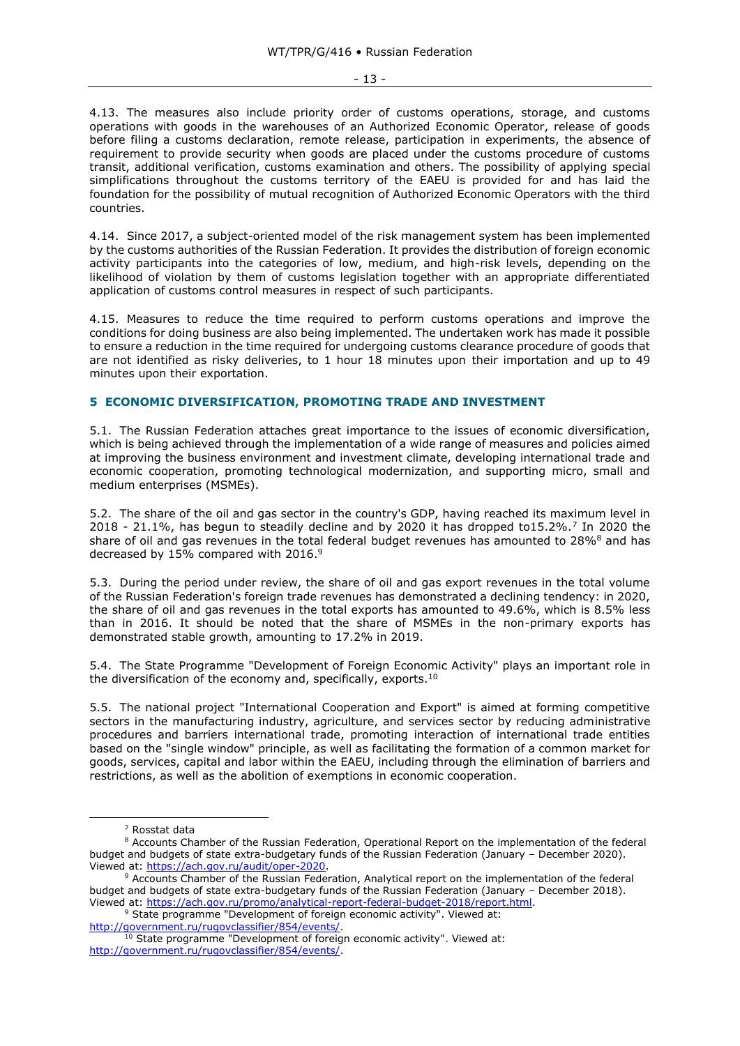4.13. The measures also include priority order of customs operations, storage, and customs operations with goods in the warehouses of an Authorized Economic Operator, release of goods before filing a customs declaration, remote release, participation in experiments, the absence of requirement to provide security when goods are placed under the customs procedure of customs transit, additional verification, customs examination and others. The possibility of applying special simplifications throughout the customs territory of the EAEU is provided for and has laid the foundation for the possibility of mutual recognition of Authorized Economic Operators with the third countries.

4.14. Since 2017, a subject-oriented model of the risk management system has been implemented by the customs authorities of the Russian Federation. It provides the distribution of foreign economic activity participants into the categories of low, medium, and high-risk levels, depending on the likelihood of violation by them of customs legislation together with an appropriate differentiated application of customs control measures in respect of such participants.

4.15. Measures to reduce the time required to perform customs operations and improve the conditions for doing business are also being implemented. The undertaken work has made it possible to ensure a reduction in the time required for undergoing customs clearance procedure of goods that are not identified as risky deliveries, to 1 hour 18 minutes upon their importation and up to 49 minutes upon their exportation.

## 5 ECONOMIC DIVERSIFICATION, PROMOTING TRADE AND INVESTMENT

5.1. The Russian Federation attaches great importance to the issues of economic diversification, which is being achieved through the implementation of a wide range of measures and policies aimed at improving the business environment and investment climate, developing international trade and economic cooperation, promoting technological modernization, and supporting micro, small and medium enterprises (MSMEs).

5.2. The share of the oil and gas sector in the country's GDP, having reached its maximum level in 2018 - 21.1%, has begun to steadily decline and by 2020 it has dropped to15.2%.[7] In 2020 the share of oil and gas revenues in the total federal budget revenues has amounted to 28%[8] and has decreased by 15% compared with 2016.[9]

5.3. During the period under review, the share of oil and gas export revenues in the total volume of the Russian Federation's foreign trade revenues has demonstrated a declining tendency: in 2020, the share of oil and gas revenues in the total exports has amounted to 49.6%, which is 8.5% less than in 2016. It should be noted that the share of MSMEs in the non-primary exports has demonstrated stable growth, amounting to 17.2% in 2019.

5.4. The State Programme "Development of Foreign Economic Activity" plays an important role in the diversification of the economy and, specifically, exports.[10]

5.5. The national project "International Cooperation and Export" is aimed at forming competitive sectors in the manufacturing industry, agriculture, and services sector by reducing administrative procedures and barriers international trade, promoting interaction of international trade entities based on the "single window" principle, as well as facilitating the formation of a common market for goods, services, capital and labor within the EAEU, including through the elimination of barriers and restrictions, as well as the abolition of exemptions in economic cooperation.

---

[7] Rosstat data

[8] Accounts Chamber of the Russian Federation, Operational Report on the implementation of the federal budget and budgets of state extra-budgetary funds of the Russian Federation (January – December 2020). Viewed at: https://ach.gov.ru/audit/oper-2020.

[9] Accounts Chamber of the Russian Federation, Analytical report on the implementation of the federal budget and budgets of state extra-budgetary funds of the Russian Federation (January – December 2018). Viewed at: https://ach.gov.ru/promo/analytical-report-federal-budget-2018/report.html.

[9] State programme "Development of foreign economic activity". Viewed at: http://government.ru/rugovclassifier/854/events/.

[10] State programme "Development of foreign economic activity". Viewed at: http://government.ru/rugovclassifier/854/events/.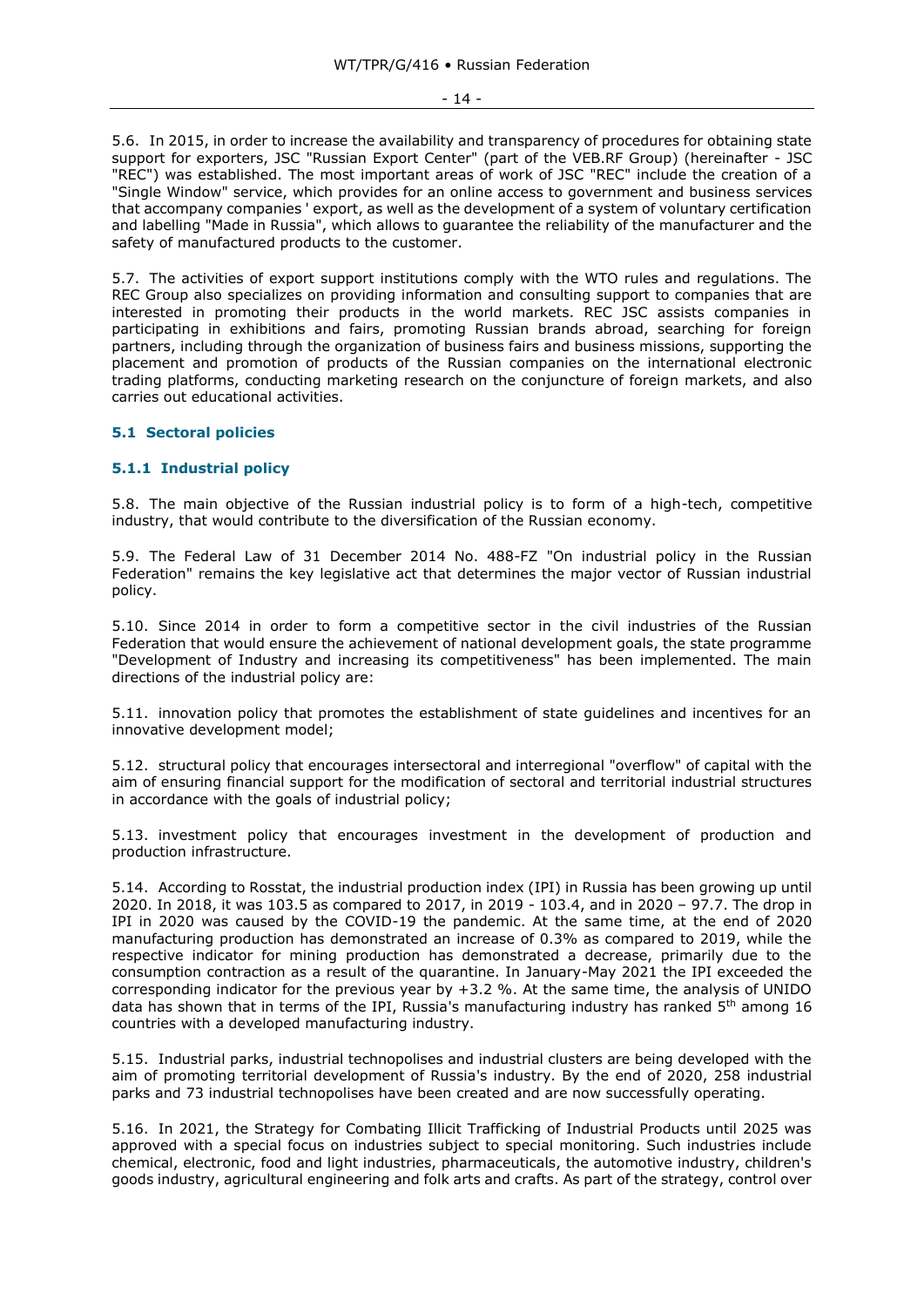5.6. In 2015, in order to increase the availability and transparency of procedures for obtaining state support for exporters, JSC "Russian Export Center" (part of the VEB.RF Group) (hereinafter - JSC "REC") was established. The most important areas of work of JSC "REC" include the creation of a "Single Window" service, which provides for an online access to government and business services that accompany companies ' export, as well as the development of a system of voluntary certification and labelling "Made in Russia", which allows to guarantee the reliability of the manufacturer and the safety of manufactured products to the customer.

5.7. The activities of export support institutions comply with the WTO rules and regulations. The REC Group also specializes on providing information and consulting support to companies that are interested in promoting their products in the world markets. REC JSC assists companies in participating in exhibitions and fairs, promoting Russian brands abroad, searching for foreign partners, including through the organization of business fairs and business missions, supporting the placement and promotion of products of the Russian companies on the international electronic trading platforms, conducting marketing research on the conjuncture of foreign markets, and also carries out educational activities.

## 5.1 Sectoral policies

### 5.1.1 Industrial policy

5.8. The main objective of the Russian industrial policy is to form of a high-tech, competitive industry, that would contribute to the diversification of the Russian economy.

5.9. The Federal Law of 31 December 2014 No. 488-FZ "On industrial policy in the Russian Federation" remains the key legislative act that determines the major vector of Russian industrial policy.

5.10. Since 2014 in order to form a competitive sector in the civil industries of the Russian Federation that would ensure the achievement of national development goals, the state programme "Development of Industry and increasing its competitiveness" has been implemented. The main directions of the industrial policy are:

5.11. innovation policy that promotes the establishment of state guidelines and incentives for an innovative development model;

5.12. structural policy that encourages intersectoral and interregional "overflow" of capital with the aim of ensuring financial support for the modification of sectoral and territorial industrial structures in accordance with the goals of industrial policy;

5.13. investment policy that encourages investment in the development of production and production infrastructure.

5.14. According to Rosstat, the industrial production index (IPI) in Russia has been growing up until 2020. In 2018, it was 103.5 as compared to 2017, in 2019 - 103.4, and in 2020 – 97.7. The drop in IPI in 2020 was caused by the COVID-19 the pandemic. At the same time, at the end of 2020 manufacturing production has demonstrated an increase of 0.3% as compared to 2019, while the respective indicator for mining production has demonstrated a decrease, primarily due to the consumption contraction as a result of the quarantine. In January-May 2021 the IPI exceeded the corresponding indicator for the previous year by +3.2 %. At the same time, the analysis of UNIDO data has shown that in terms of the IPI, Russia's manufacturing industry has ranked 5th among 16 countries with a developed manufacturing industry.

5.15. Industrial parks, industrial technopolises and industrial clusters are being developed with the aim of promoting territorial development of Russia's industry. By the end of 2020, 258 industrial parks and 73 industrial technopolises have been created and are now successfully operating.

5.16. In 2021, the Strategy for Combating Illicit Trafficking of Industrial Products until 2025 was approved with a special focus on industries subject to special monitoring. Such industries include chemical, electronic, food and light industries, pharmaceuticals, the automotive industry, children's goods industry, agricultural engineering and folk arts and crafts. As part of the strategy, control over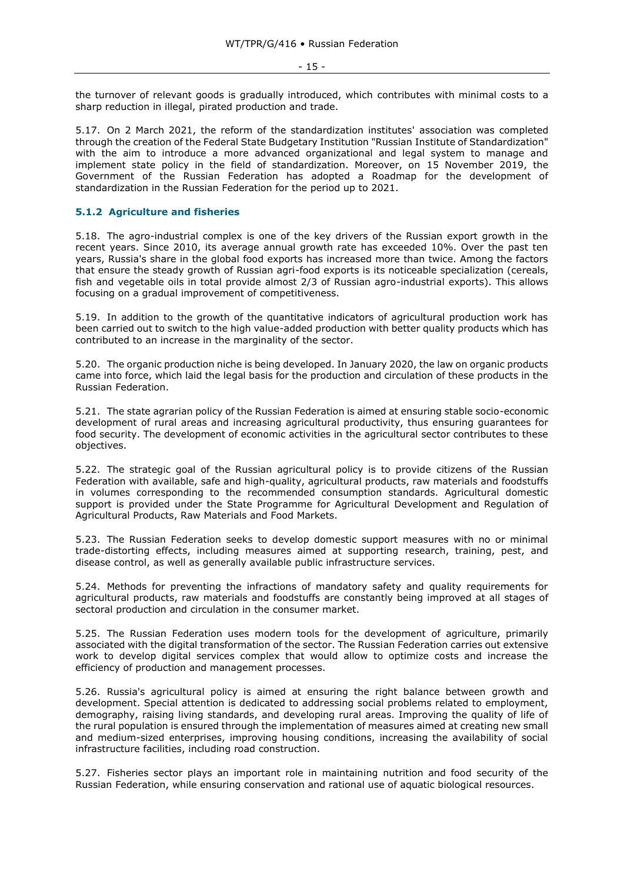the turnover of relevant goods is gradually introduced, which contributes with minimal costs to a sharp reduction in illegal, pirated production and trade.

5.17. On 2 March 2021, the reform of the standardization institutes' association was completed through the creation of the Federal State Budgetary Institution "Russian Institute of Standardization" with the aim to introduce a more advanced organizational and legal system to manage and implement state policy in the field of standardization. Moreover, on 15 November 2019, the Government of the Russian Federation has adopted a Roadmap for the development of standardization in the Russian Federation for the period up to 2021.

### 5.1.2 Agriculture and fisheries

5.18. The agro-industrial complex is one of the key drivers of the Russian export growth in the recent years. Since 2010, its average annual growth rate has exceeded 10%. Over the past ten years, Russia's share in the global food exports has increased more than twice. Among the factors that ensure the steady growth of Russian agri-food exports is its noticeable specialization (cereals, fish and vegetable oils in total provide almost 2/3 of Russian agro-industrial exports). This allows focusing on a gradual improvement of competitiveness.

5.19. In addition to the growth of the quantitative indicators of agricultural production work has been carried out to switch to the high value-added production with better quality products which has contributed to an increase in the marginality of the sector.

5.20. The organic production niche is being developed. In January 2020, the law on organic products came into force, which laid the legal basis for the production and circulation of these products in the Russian Federation.

5.21. The state agrarian policy of the Russian Federation is aimed at ensuring stable socio-economic development of rural areas and increasing agricultural productivity, thus ensuring guarantees for food security. The development of economic activities in the agricultural sector contributes to these objectives.

5.22. The strategic goal of the Russian agricultural policy is to provide citizens of the Russian Federation with available, safe and high-quality, agricultural products, raw materials and foodstuffs in volumes corresponding to the recommended consumption standards. Agricultural domestic support is provided under the State Programme for Agricultural Development and Regulation of Agricultural Products, Raw Materials and Food Markets.

5.23. The Russian Federation seeks to develop domestic support measures with no or minimal trade-distorting effects, including measures aimed at supporting research, training, pest, and disease control, as well as generally available public infrastructure services.

5.24. Methods for preventing the infractions of mandatory safety and quality requirements for agricultural products, raw materials and foodstuffs are constantly being improved at all stages of sectoral production and circulation in the consumer market.

5.25. The Russian Federation uses modern tools for the development of agriculture, primarily associated with the digital transformation of the sector. The Russian Federation carries out extensive work to develop digital services complex that would allow to optimize costs and increase the efficiency of production and management processes.

5.26. Russia's agricultural policy is aimed at ensuring the right balance between growth and development. Special attention is dedicated to addressing social problems related to employment, demography, raising living standards, and developing rural areas. Improving the quality of life of the rural population is ensured through the implementation of measures aimed at creating new small and medium-sized enterprises, improving housing conditions, increasing the availability of social infrastructure facilities, including road construction.

5.27. Fisheries sector plays an important role in maintaining nutrition and food security of the Russian Federation, while ensuring conservation and rational use of aquatic biological resources.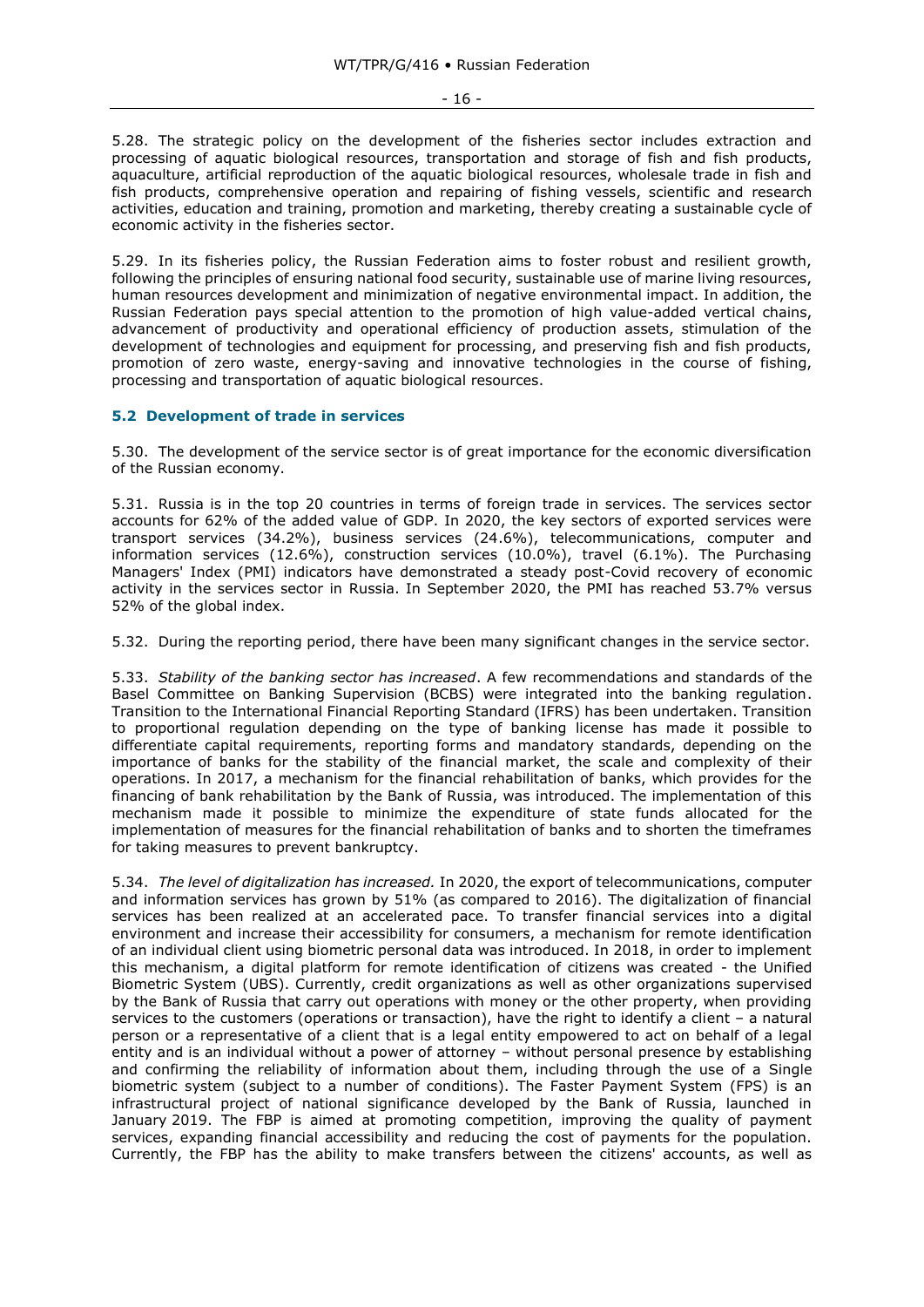5.28. The strategic policy on the development of the fisheries sector includes extraction and processing of aquatic biological resources, transportation and storage of fish and fish products, aquaculture, artificial reproduction of the aquatic biological resources, wholesale trade in fish and fish products, comprehensive operation and repairing of fishing vessels, scientific and research activities, education and training, promotion and marketing, thereby creating a sustainable cycle of economic activity in the fisheries sector.

5.29. In its fisheries policy, the Russian Federation aims to foster robust and resilient growth, following the principles of ensuring national food security, sustainable use of marine living resources, human resources development and minimization of negative environmental impact. In addition, the Russian Federation pays special attention to the promotion of high value-added vertical chains, advancement of productivity and operational efficiency of production assets, stimulation of the development of technologies and equipment for processing, and preserving fish and fish products, promotion of zero waste, energy-saving and innovative technologies in the course of fishing, processing and transportation of aquatic biological resources.

### 5.2 Development of trade in services

5.30. The development of the service sector is of great importance for the economic diversification of the Russian economy.

5.31. Russia is in the top 20 countries in terms of foreign trade in services. The services sector accounts for 62% of the added value of GDP. In 2020, the key sectors of exported services were transport services (34.2%), business services (24.6%), telecommunications, computer and information services (12.6%), construction services (10.0%), travel (6.1%). The Purchasing Managers' Index (PMI) indicators have demonstrated a steady post-Covid recovery of economic activity in the services sector in Russia. In September 2020, the PMI has reached 53.7% versus 52% of the global index.

5.32. During the reporting period, there have been many significant changes in the service sector.

5.33. *Stability of the banking sector has increased*. A few recommendations and standards of the Basel Committee on Banking Supervision (BCBS) were integrated into the banking regulation. Transition to the International Financial Reporting Standard (IFRS) has been undertaken. Transition to proportional regulation depending on the type of banking license has made it possible to differentiate capital requirements, reporting forms and mandatory standards, depending on the importance of banks for the stability of the financial market, the scale and complexity of their operations. In 2017, a mechanism for the financial rehabilitation of banks, which provides for the financing of bank rehabilitation by the Bank of Russia, was introduced. The implementation of this mechanism made it possible to minimize the expenditure of state funds allocated for the implementation of measures for the financial rehabilitation of banks and to shorten the timeframes for taking measures to prevent bankruptcy.

5.34. *The level of digitalization has increased.* In 2020, the export of telecommunications, computer and information services has grown by 51% (as compared to 2016). The digitalization of financial services has been realized at an accelerated pace. To transfer financial services into a digital environment and increase their accessibility for consumers, a mechanism for remote identification of an individual client using biometric personal data was introduced. In 2018, in order to implement this mechanism, a digital platform for remote identification of citizens was created - the Unified Biometric System (UBS). Currently, credit organizations as well as other organizations supervised by the Bank of Russia that carry out operations with money or the other property, when providing services to the customers (operations or transaction), have the right to identify a client – a natural person or a representative of a client that is a legal entity empowered to act on behalf of a legal entity and is an individual without a power of attorney – without personal presence by establishing and confirming the reliability of information about them, including through the use of a Single biometric system (subject to a number of conditions). The Faster Payment System (FPS) is an infrastructural project of national significance developed by the Bank of Russia, launched in January 2019. The FBP is aimed at promoting competition, improving the quality of payment services, expanding financial accessibility and reducing the cost of payments for the population. Currently, the FBP has the ability to make transfers between the citizens' accounts, as well as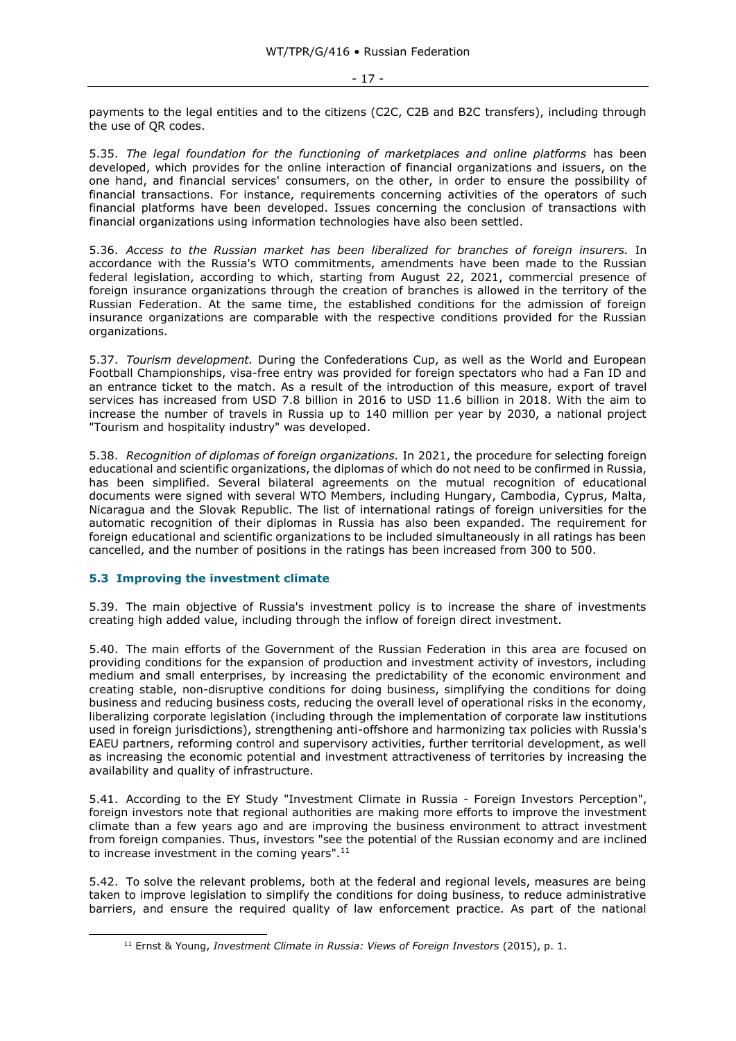payments to the legal entities and to the citizens (C2C, C2B and B2C transfers), including through the use of QR codes.

5.35. *The legal foundation for the functioning of marketplaces and online platforms* has been developed, which provides for the online interaction of financial organizations and issuers, on the one hand, and financial services' consumers, on the other, in order to ensure the possibility of financial transactions. For instance, requirements concerning activities of the operators of such financial platforms have been developed. Issues concerning the conclusion of transactions with financial organizations using information technologies have also been settled.

5.36. *Access to the Russian market has been liberalized for branches of foreign insurers.* In accordance with the Russia's WTO commitments, amendments have been made to the Russian federal legislation, according to which, starting from August 22, 2021, commercial presence of foreign insurance organizations through the creation of branches is allowed in the territory of the Russian Federation. At the same time, the established conditions for the admission of foreign insurance organizations are comparable with the respective conditions provided for the Russian organizations.

5.37. *Tourism development.* During the Confederations Cup, as well as the World and European Football Championships, visa-free entry was provided for foreign spectators who had a Fan ID and an entrance ticket to the match. As a result of the introduction of this measure, export of travel services has increased from USD 7.8 billion in 2016 to USD 11.6 billion in 2018. With the aim to increase the number of travels in Russia up to 140 million per year by 2030, a national project "Tourism and hospitality industry" was developed.

5.38. *Recognition of diplomas of foreign organizations.* In 2021, the procedure for selecting foreign educational and scientific organizations, the diplomas of which do not need to be confirmed in Russia, has been simplified. Several bilateral agreements on the mutual recognition of educational documents were signed with several WTO Members, including Hungary, Cambodia, Cyprus, Malta, Nicaragua and the Slovak Republic. The list of international ratings of foreign universities for the automatic recognition of their diplomas in Russia has also been expanded. The requirement for foreign educational and scientific organizations to be included simultaneously in all ratings has been cancelled, and the number of positions in the ratings has been increased from 300 to 500.

### 5.3 Improving the investment climate

5.39. The main objective of Russia's investment policy is to increase the share of investments creating high added value, including through the inflow of foreign direct investment.

5.40. The main efforts of the Government of the Russian Federation in this area are focused on providing conditions for the expansion of production and investment activity of investors, including medium and small enterprises, by increasing the predictability of the economic environment and creating stable, non-disruptive conditions for doing business, simplifying the conditions for doing business and reducing business costs, reducing the overall level of operational risks in the economy, liberalizing corporate legislation (including through the implementation of corporate law institutions used in foreign jurisdictions), strengthening anti-offshore and harmonizing tax policies with Russia's EAEU partners, reforming control and supervisory activities, further territorial development, as well as increasing the economic potential and investment attractiveness of territories by increasing the availability and quality of infrastructure.

5.41. According to the EY Study "Investment Climate in Russia - Foreign Investors Perception", foreign investors note that regional authorities are making more efforts to improve the investment climate than a few years ago and are improving the business environment to attract investment from foreign companies. Thus, investors "see the potential of the Russian economy and are inclined to increase investment in the coming years".[11]

5.42. To solve the relevant problems, both at the federal and regional levels, measures are being taken to improve legislation to simplify the conditions for doing business, to reduce administrative barriers, and ensure the required quality of law enforcement practice. As part of the national

[11] Ernst & Young, *Investment Climate in Russia: Views of Foreign Investors* (2015), p. 1.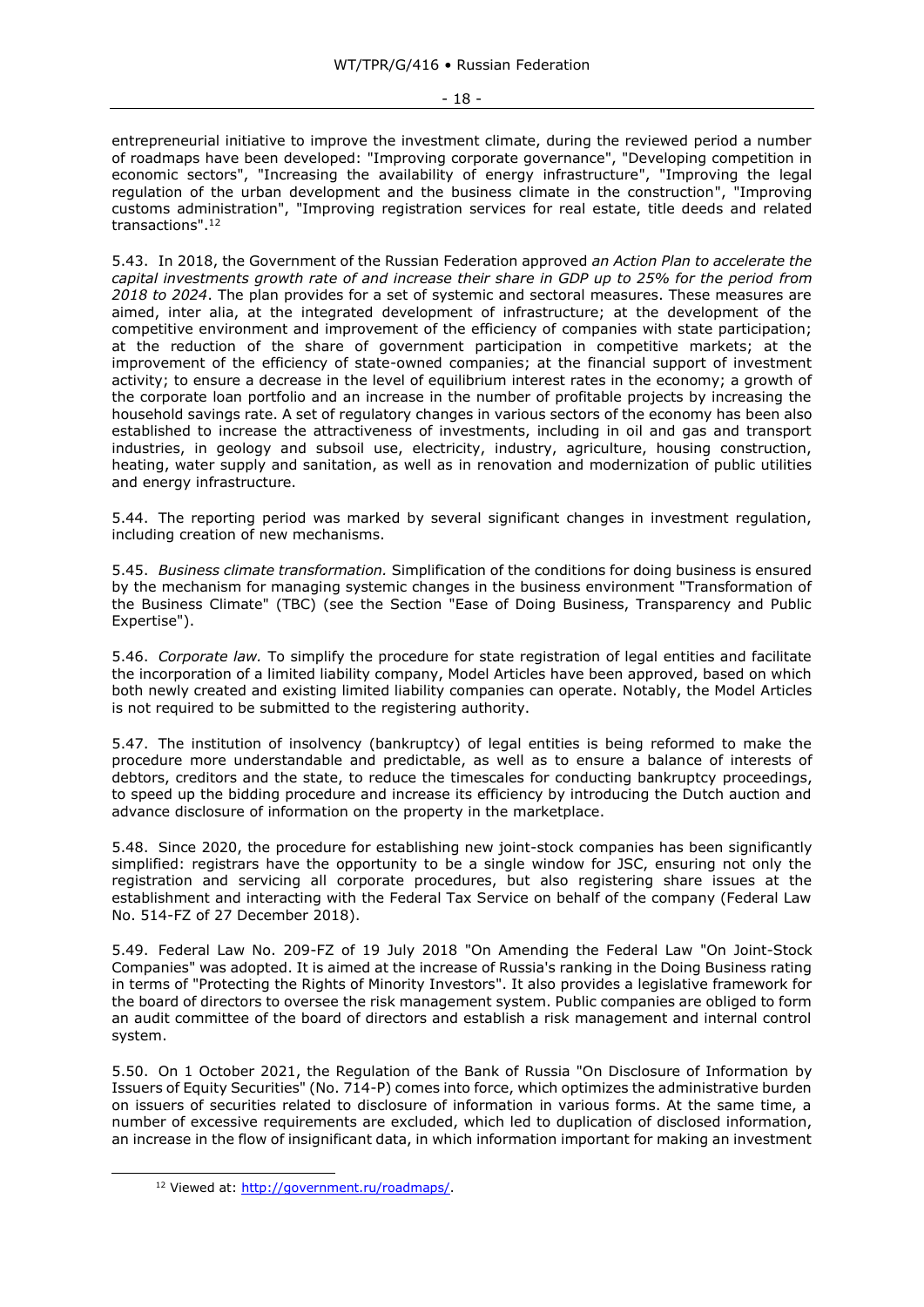entrepreneurial initiative to improve the investment climate, during the reviewed period a number of roadmaps have been developed: "Improving corporate governance", "Developing competition in economic sectors", "Increasing the availability of energy infrastructure", "Improving the legal regulation of the urban development and the business climate in the construction", "Improving customs administration", "Improving registration services for real estate, title deeds and related transactions".[12]

5.43. In 2018, the Government of the Russian Federation approved *an Action Plan to accelerate the capital investments growth rate of and increase their share in GDP up to 25% for the period from 2018 to 2024*. The plan provides for a set of systemic and sectoral measures. These measures are aimed, inter alia, at the integrated development of infrastructure; at the development of the competitive environment and improvement of the efficiency of companies with state participation; at the reduction of the share of government participation in competitive markets; at the improvement of the efficiency of state-owned companies; at the financial support of investment activity; to ensure a decrease in the level of equilibrium interest rates in the economy; a growth of the corporate loan portfolio and an increase in the number of profitable projects by increasing the household savings rate. A set of regulatory changes in various sectors of the economy has been also established to increase the attractiveness of investments, including in oil and gas and transport industries, in geology and subsoil use, electricity, industry, agriculture, housing construction, heating, water supply and sanitation, as well as in renovation and modernization of public utilities and energy infrastructure.

5.44. The reporting period was marked by several significant changes in investment regulation, including creation of new mechanisms.

5.45. *Business climate transformation.* Simplification of the conditions for doing business is ensured by the mechanism for managing systemic changes in the business environment "Transformation of the Business Climate" (TBC) (see the Section "Ease of Doing Business, Transparency and Public Expertise").

5.46. *Corporate law.* To simplify the procedure for state registration of legal entities and facilitate the incorporation of a limited liability company, Model Articles have been approved, based on which both newly created and existing limited liability companies can operate. Notably, the Model Articles is not required to be submitted to the registering authority.

5.47. The institution of insolvency (bankruptcy) of legal entities is being reformed to make the procedure more understandable and predictable, as well as to ensure a balance of interests of debtors, creditors and the state, to reduce the timescales for conducting bankruptcy proceedings, to speed up the bidding procedure and increase its efficiency by introducing the Dutch auction and advance disclosure of information on the property in the marketplace.

5.48. Since 2020, the procedure for establishing new joint-stock companies has been significantly simplified: registrars have the opportunity to be a single window for JSC, ensuring not only the registration and servicing all corporate procedures, but also registering share issues at the establishment and interacting with the Federal Tax Service on behalf of the company (Federal Law No. 514-FZ of 27 December 2018).

5.49. Federal Law No. 209-FZ of 19 July 2018 "On Amending the Federal Law "On Joint-Stock Companies" was adopted. It is aimed at the increase of Russia's ranking in the Doing Business rating in terms of "Protecting the Rights of Minority Investors". It also provides a legislative framework for the board of directors to oversee the risk management system. Public companies are obliged to form an audit committee of the board of directors and establish a risk management and internal control system.

5.50. On 1 October 2021, the Regulation of the Bank of Russia "On Disclosure of Information by Issuers of Equity Securities" (No. 714-P) comes into force, which optimizes the administrative burden on issuers of securities related to disclosure of information in various forms. At the same time, a number of excessive requirements are excluded, which led to duplication of disclosed information, an increase in the flow of insignificant data, in which information important for making an investment

[12] Viewed at: http://government.ru/roadmaps/.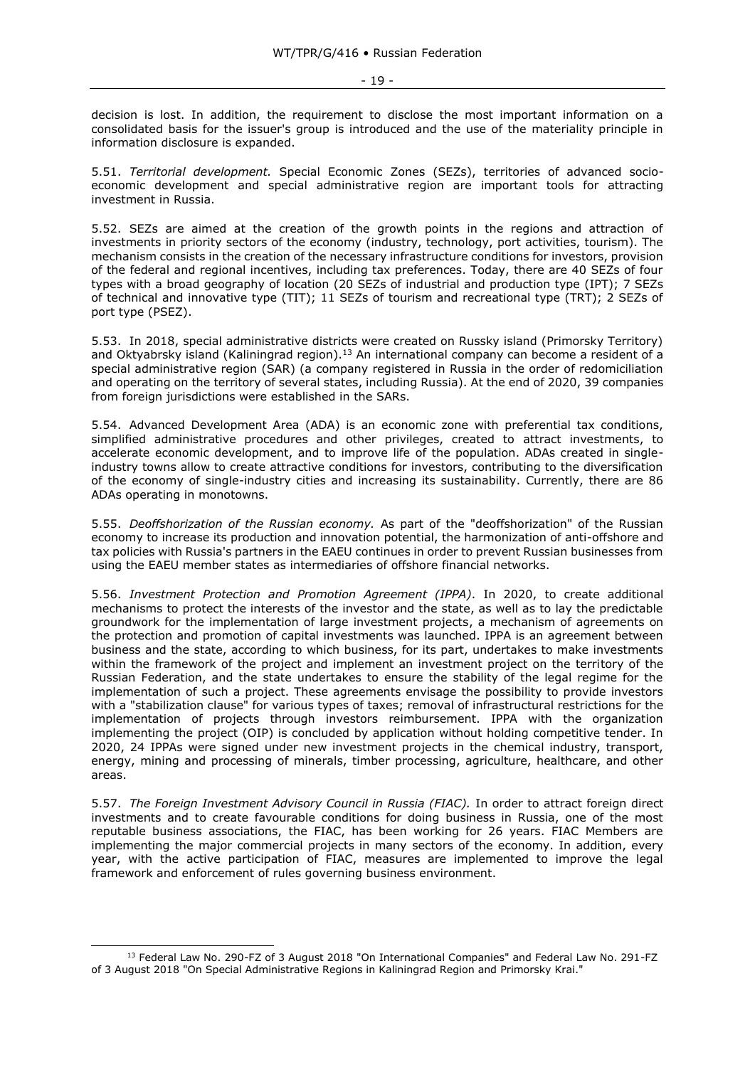decision is lost. In addition, the requirement to disclose the most important information on a consolidated basis for the issuer's group is introduced and the use of the materiality principle in information disclosure is expanded.

5.51. *Territorial development.* Special Economic Zones (SEZs), territories of advanced socio-economic development and special administrative region are important tools for attracting investment in Russia.

5.52. SEZs are aimed at the creation of the growth points in the regions and attraction of investments in priority sectors of the economy (industry, technology, port activities, tourism). The mechanism consists in the creation of the necessary infrastructure conditions for investors, provision of the federal and regional incentives, including tax preferences. Today, there are 40 SEZs of four types with a broad geography of location (20 SEZs of industrial and production type (IPT); 7 SEZs of technical and innovative type (TIT); 11 SEZs of tourism and recreational type (TRT); 2 SEZs of port type (PSEZ).

5.53. In 2018, special administrative districts were created on Russky island (Primorsky Territory) and Oktyabrsky island (Kaliningrad region).[13] An international company can become a resident of a special administrative region (SAR) (a company registered in Russia in the order of redomiciliation and operating on the territory of several states, including Russia). At the end of 2020, 39 companies from foreign jurisdictions were established in the SARs.

5.54. Advanced Development Area (ADA) is an economic zone with preferential tax conditions, simplified administrative procedures and other privileges, created to attract investments, to accelerate economic development, and to improve life of the population. ADAs created in single-industry towns allow to create attractive conditions for investors, contributing to the diversification of the economy of single-industry cities and increasing its sustainability. Currently, there are 86 ADAs operating in monotowns.

5.55. *Deoffshorization of the Russian economy.* As part of the "deoffshorization" of the Russian economy to increase its production and innovation potential, the harmonization of anti-offshore and tax policies with Russia's partners in the EAEU continues in order to prevent Russian businesses from using the EAEU member states as intermediaries of offshore financial networks.

5.56. *Investment Protection and Promotion Agreement (IPPA)*. In 2020, to create additional mechanisms to protect the interests of the investor and the state, as well as to lay the predictable groundwork for the implementation of large investment projects, a mechanism of agreements on the protection and promotion of capital investments was launched. IPPA is an agreement between business and the state, according to which business, for its part, undertakes to make investments within the framework of the project and implement an investment project on the territory of the Russian Federation, and the state undertakes to ensure the stability of the legal regime for the implementation of such a project. These agreements envisage the possibility to provide investors with a "stabilization clause" for various types of taxes; removal of infrastructural restrictions for the implementation of projects through investors reimbursement. IPPA with the organization implementing the project (OIP) is concluded by application without holding competitive tender. In 2020, 24 IPPAs were signed under new investment projects in the chemical industry, transport, energy, mining and processing of minerals, timber processing, agriculture, healthcare, and other areas.

5.57. *The Foreign Investment Advisory Council in Russia (FIAC).* In order to attract foreign direct investments and to create favourable conditions for doing business in Russia, one of the most reputable business associations, the FIAC, has been working for 26 years. FIAC Members are implementing the major commercial projects in many sectors of the economy. In addition, every year, with the active participation of FIAC, measures are implemented to improve the legal framework and enforcement of rules governing business environment.

[13] Federal Law No. 290-FZ of 3 August 2018 "On International Companies" and Federal Law No. 291-FZ of 3 August 2018 "On Special Administrative Regions in Kaliningrad Region and Primorsky Krai."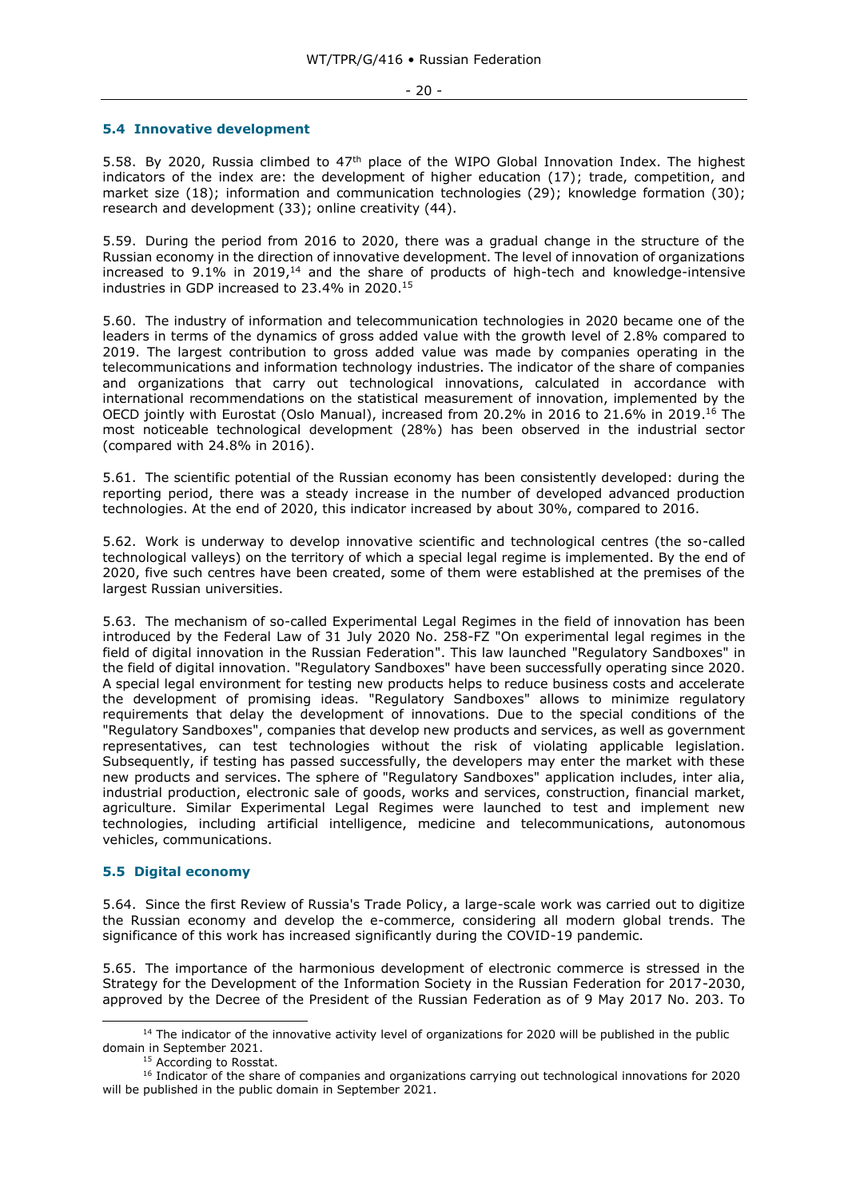### 5.4 Innovative development

5.58. By 2020, Russia climbed to 47th place of the WIPO Global Innovation Index. The highest indicators of the index are: the development of higher education (17); trade, competition, and market size (18); information and communication technologies (29); knowledge formation (30); research and development (33); online creativity (44).

5.59. During the period from 2016 to 2020, there was a gradual change in the structure of the Russian economy in the direction of innovative development. The level of innovation of organizations increased to 9.1% in 2019,[14] and the share of products of high-tech and knowledge-intensive industries in GDP increased to 23.4% in 2020.[15]

5.60. The industry of information and telecommunication technologies in 2020 became one of the leaders in terms of the dynamics of gross added value with the growth level of 2.8% compared to 2019. The largest contribution to gross added value was made by companies operating in the telecommunications and information technology industries. The indicator of the share of companies and organizations that carry out technological innovations, calculated in accordance with international recommendations on the statistical measurement of innovation, implemented by the OECD jointly with Eurostat (Oslo Manual), increased from 20.2% in 2016 to 21.6% in 2019.[16] The most noticeable technological development (28%) has been observed in the industrial sector (compared with 24.8% in 2016).

5.61. The scientific potential of the Russian economy has been consistently developed: during the reporting period, there was a steady increase in the number of developed advanced production technologies. At the end of 2020, this indicator increased by about 30%, compared to 2016.

5.62. Work is underway to develop innovative scientific and technological centres (the so-called technological valleys) on the territory of which a special legal regime is implemented. By the end of 2020, five such centres have been created, some of them were established at the premises of the largest Russian universities.

5.63. The mechanism of so-called Experimental Legal Regimes in the field of innovation has been introduced by the Federal Law of 31 July 2020 No. 258-FZ "On experimental legal regimes in the field of digital innovation in the Russian Federation". This law launched "Regulatory Sandboxes" in the field of digital innovation. "Regulatory Sandboxes" have been successfully operating since 2020. A special legal environment for testing new products helps to reduce business costs and accelerate the development of promising ideas. "Regulatory Sandboxes" allows to minimize regulatory requirements that delay the development of innovations. Due to the special conditions of the "Regulatory Sandboxes", companies that develop new products and services, as well as government representatives, can test technologies without the risk of violating applicable legislation. Subsequently, if testing has passed successfully, the developers may enter the market with these new products and services. The sphere of "Regulatory Sandboxes" application includes, inter alia, industrial production, electronic sale of goods, works and services, construction, financial market, agriculture. Similar Experimental Legal Regimes were launched to test and implement new technologies, including artificial intelligence, medicine and telecommunications, autonomous vehicles, communications.

### 5.5 Digital economy

5.64. Since the first Review of Russia's Trade Policy, a large-scale work was carried out to digitize the Russian economy and develop the e-commerce, considering all modern global trends. The significance of this work has increased significantly during the COVID-19 pandemic.

5.65. The importance of the harmonious development of electronic commerce is stressed in the Strategy for the Development of the Information Society in the Russian Federation for 2017-2030, approved by the Decree of the President of the Russian Federation as of 9 May 2017 No. 203. To

---

[14] The indicator of the innovative activity level of organizations for 2020 will be published in the public domain in September 2021.

[15] According to Rosstat.

[16] Indicator of the share of companies and organizations carrying out technological innovations for 2020 will be published in the public domain in September 2021.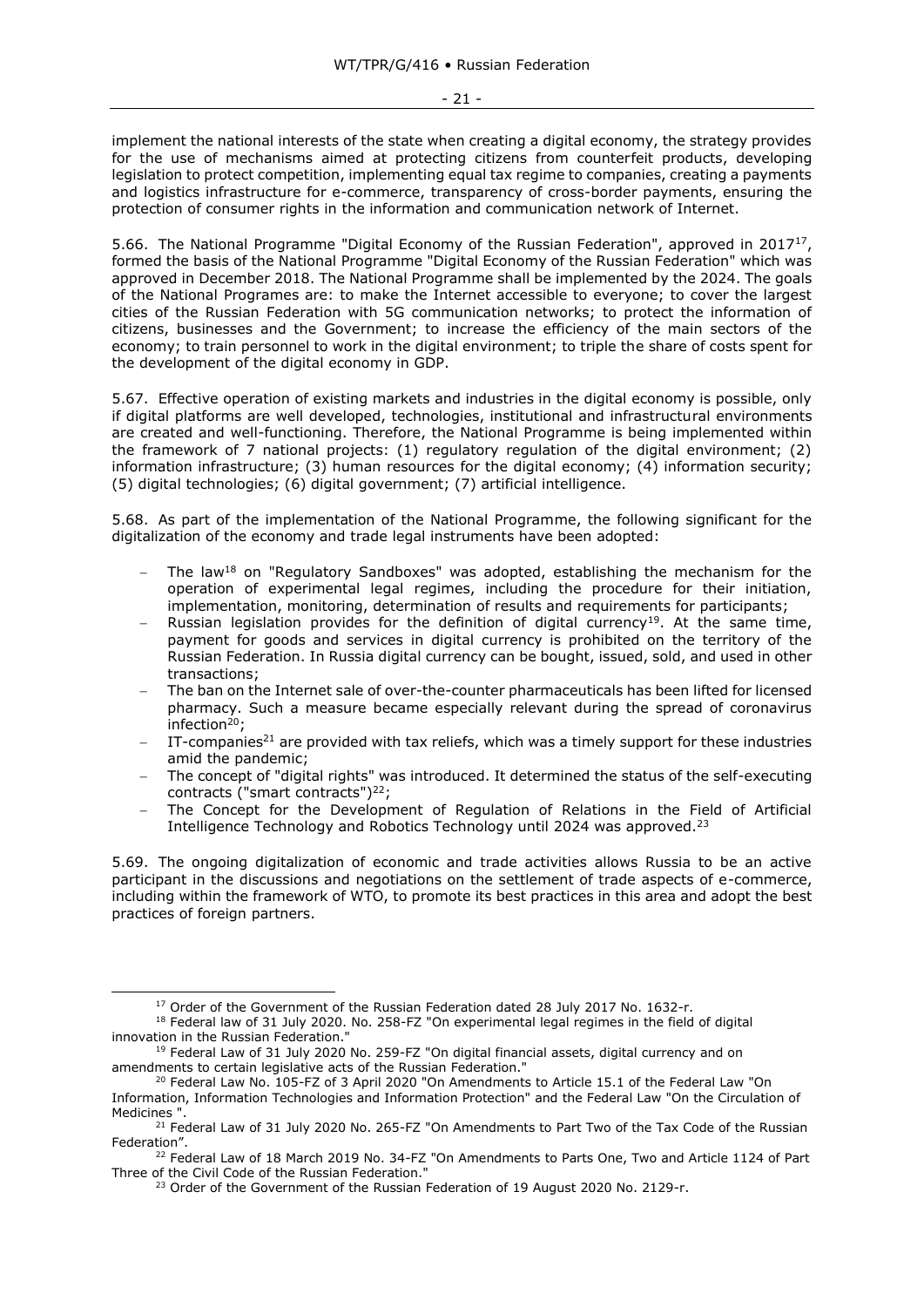implement the national interests of the state when creating a digital economy, the strategy provides for the use of mechanisms aimed at protecting citizens from counterfeit products, developing legislation to protect competition, implementing equal tax regime to companies, creating a payments and logistics infrastructure for e-commerce, transparency of cross-border payments, ensuring the protection of consumer rights in the information and communication network of Internet.

5.66. The National Programme "Digital Economy of the Russian Federation", approved in 2017[17], formed the basis of the National Programme "Digital Economy of the Russian Federation" which was approved in December 2018. The National Programme shall be implemented by the 2024. The goals of the National Programes are: to make the Internet accessible to everyone; to cover the largest cities of the Russian Federation with 5G communication networks; to protect the information of citizens, businesses and the Government; to increase the efficiency of the main sectors of the economy; to train personnel to work in the digital environment; to triple the share of costs spent for the development of the digital economy in GDP.

5.67. Effective operation of existing markets and industries in the digital economy is possible, only if digital platforms are well developed, technologies, institutional and infrastructural environments are created and well-functioning. Therefore, the National Programme is being implemented within the framework of 7 national projects: (1) regulatory regulation of the digital environment; (2) information infrastructure; (3) human resources for the digital economy; (4) information security; (5) digital technologies; (6) digital government; (7) artificial intelligence.

5.68. As part of the implementation of the National Programme, the following significant for the digitalization of the economy and trade legal instruments have been adopted:

- The law[18] on "Regulatory Sandboxes" was adopted, establishing the mechanism for the operation of experimental legal regimes, including the procedure for their initiation, implementation, monitoring, determination of results and requirements for participants;
- Russian legislation provides for the definition of digital currency[19]. At the same time, payment for goods and services in digital currency is prohibited on the territory of the Russian Federation. In Russia digital currency can be bought, issued, sold, and used in other transactions;
- The ban on the Internet sale of over-the-counter pharmaceuticals has been lifted for licensed pharmacy. Such a measure became especially relevant during the spread of coronavirus infection[20];
- IT-companies[21] are provided with tax reliefs, which was a timely support for these industries amid the pandemic;
- The concept of "digital rights" was introduced. It determined the status of the self-executing contracts ("smart contracts")[22];
- The Concept for the Development of Regulation of Relations in the Field of Artificial Intelligence Technology and Robotics Technology until 2024 was approved.[23]

5.69. The ongoing digitalization of economic and trade activities allows Russia to be an active participant in the discussions and negotiations on the settlement of trade aspects of e-commerce, including within the framework of WTO, to promote its best practices in this area and adopt the best practices of foreign partners.

---

[17] Order of the Government of the Russian Federation dated 28 July 2017 No. 1632-r.

[18] Federal law of 31 July 2020. No. 258-FZ "On experimental legal regimes in the field of digital innovation in the Russian Federation."

[19] Federal Law of 31 July 2020 No. 259-FZ "On digital financial assets, digital currency and on amendments to certain legislative acts of the Russian Federation."

[20] Federal Law No. 105-FZ of 3 April 2020 "On Amendments to Article 15.1 of the Federal Law "On Information, Information Technologies and Information Protection" and the Federal Law "On the Circulation of Medicines ".

[21] Federal Law of 31 July 2020 No. 265-FZ "On Amendments to Part Two of the Tax Code of the Russian Federation".

[22] Federal Law of 18 March 2019 No. 34-FZ "On Amendments to Parts One, Two and Article 1124 of Part Three of the Civil Code of the Russian Federation."

[23] Order of the Government of the Russian Federation of 19 August 2020 No. 2129-r.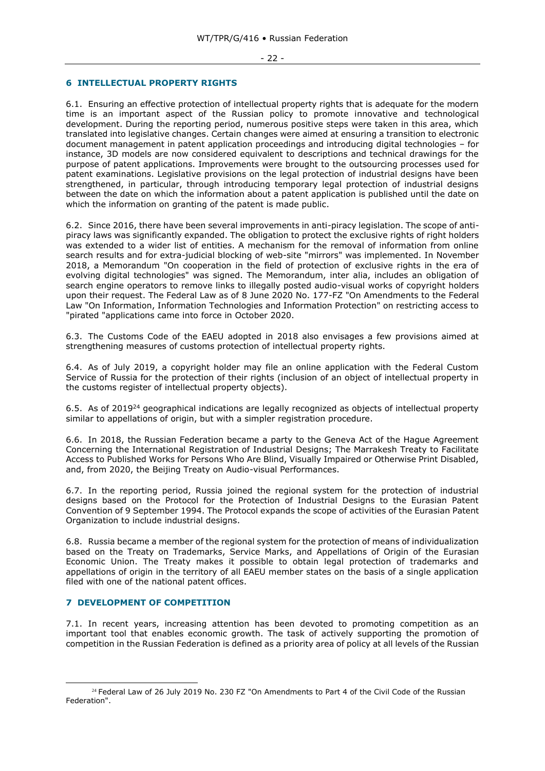## 6 INTELLECTUAL PROPERTY RIGHTS

6.1. Ensuring an effective protection of intellectual property rights that is adequate for the modern time is an important aspect of the Russian policy to promote innovative and technological development. During the reporting period, numerous positive steps were taken in this area, which translated into legislative changes. Certain changes were aimed at ensuring a transition to electronic document management in patent application proceedings and introducing digital technologies – for instance, 3D models are now considered equivalent to descriptions and technical drawings for the purpose of patent applications. Improvements were brought to the outsourcing processes used for patent examinations. Legislative provisions on the legal protection of industrial designs have been strengthened, in particular, through introducing temporary legal protection of industrial designs between the date on which the information about a patent application is published until the date on which the information on granting of the patent is made public.

6.2. Since 2016, there have been several improvements in anti-piracy legislation. The scope of anti-piracy laws was significantly expanded. The obligation to protect the exclusive rights of right holders was extended to a wider list of entities. A mechanism for the removal of information from online search results and for extra-judicial blocking of web-site "mirrors" was implemented. In November 2018, a Memorandum "On cooperation in the field of protection of exclusive rights in the era of evolving digital technologies" was signed. The Memorandum, inter alia, includes an obligation of search engine operators to remove links to illegally posted audio-visual works of copyright holders upon their request. The Federal Law as of 8 June 2020 No. 177-FZ "On Amendments to the Federal Law "On Information, Information Technologies and Information Protection" on restricting access to "pirated "applications came into force in October 2020.

6.3. The Customs Code of the EAEU adopted in 2018 also envisages a few provisions aimed at strengthening measures of customs protection of intellectual property rights.

6.4. As of July 2019, a copyright holder may file an online application with the Federal Custom Service of Russia for the protection of their rights (inclusion of an object of intellectual property in the customs register of intellectual property objects).

6.5. As of 2019[24] geographical indications are legally recognized as objects of intellectual property similar to appellations of origin, but with a simpler registration procedure.

6.6. In 2018, the Russian Federation became a party to the Geneva Act of the Hague Agreement Concerning the International Registration of Industrial Designs; The Marrakesh Treaty to Facilitate Access to Published Works for Persons Who Are Blind, Visually Impaired or Otherwise Print Disabled, and, from 2020, the Beijing Treaty on Audio-visual Performances.

6.7. In the reporting period, Russia joined the regional system for the protection of industrial designs based on the Protocol for the Protection of Industrial Designs to the Eurasian Patent Convention of 9 September 1994. The Protocol expands the scope of activities of the Eurasian Patent Organization to include industrial designs.

6.8. Russia became a member of the regional system for the protection of means of individualization based on the Treaty on Trademarks, Service Marks, and Appellations of Origin of the Eurasian Economic Union. The Treaty makes it possible to obtain legal protection of trademarks and appellations of origin in the territory of all EAEU member states on the basis of a single application filed with one of the national patent offices.

## 7 DEVELOPMENT OF COMPETITION

7.1. In recent years, increasing attention has been devoted to promoting competition as an important tool that enables economic growth. The task of actively supporting the promotion of competition in the Russian Federation is defined as a priority area of policy at all levels of the Russian

[24] Federal Law of 26 July 2019 No. 230 FZ "On Amendments to Part 4 of the Civil Code of the Russian Federation".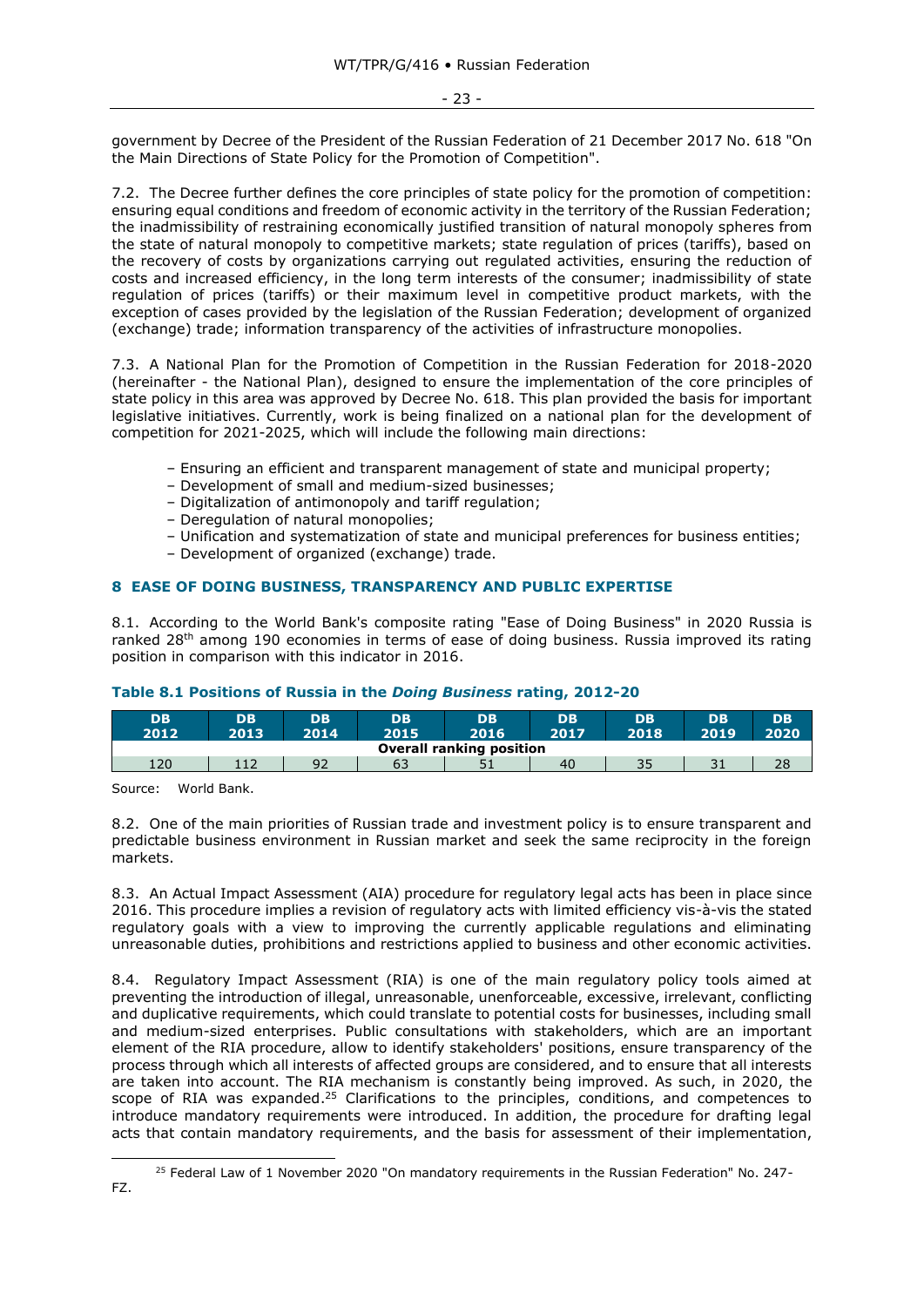government by Decree of the President of the Russian Federation of 21 December 2017 No. 618 "On the Main Directions of State Policy for the Promotion of Competition".

7.2. The Decree further defines the core principles of state policy for the promotion of competition: ensuring equal conditions and freedom of economic activity in the territory of the Russian Federation; the inadmissibility of restraining economically justified transition of natural monopoly spheres from the state of natural monopoly to competitive markets; state regulation of prices (tariffs), based on the recovery of costs by organizations carrying out regulated activities, ensuring the reduction of costs and increased efficiency, in the long term interests of the consumer; inadmissibility of state regulation of prices (tariffs) or their maximum level in competitive product markets, with the exception of cases provided by the legislation of the Russian Federation; development of organized (exchange) trade; information transparency of the activities of infrastructure monopolies.

7.3. A National Plan for the Promotion of Competition in the Russian Federation for 2018-2020 (hereinafter - the National Plan), designed to ensure the implementation of the core principles of state policy in this area was approved by Decree No. 618. This plan provided the basis for important legislative initiatives. Currently, work is being finalized on a national plan for the development of competition for 2021-2025, which will include the following main directions:

- Ensuring an efficient and transparent management of state and municipal property;
- Development of small and medium-sized businesses;
- Digitalization of antimonopoly and tariff regulation;
- Deregulation of natural monopolies;
- Unification and systematization of state and municipal preferences for business entities;
- Development of organized (exchange) trade.

## 8 EASE OF DOING BUSINESS, TRANSPARENCY AND PUBLIC EXPERTISE

8.1. According to the World Bank's composite rating "Ease of Doing Business" in 2020 Russia is ranked 28th among 190 economies in terms of ease of doing business. Russia improved its rating position in comparison with this indicator in 2016.

### Table 8.1 Positions of Russia in the *Doing Business* rating, 2012-20

| DB 2012 | DB 2013 | DB 2014 | DB 2015 | DB 2016 | DB 2017 | DB 2018 | DB 2019 | DB 2020 |
|---|---|---|---|---|---|---|---|---|
| **Overall ranking position** | | | | | | | | |
| 120 | 112 | 92 | 63 | 51 | 40 | 35 | 31 | 28 |

Source: World Bank.

8.2. One of the main priorities of Russian trade and investment policy is to ensure transparent and predictable business environment in Russian market and seek the same reciprocity in the foreign markets.

8.3. An Actual Impact Assessment (AIA) procedure for regulatory legal acts has been in place since 2016. This procedure implies a revision of regulatory acts with limited efficiency vis-à-vis the stated regulatory goals with a view to improving the currently applicable regulations and eliminating unreasonable duties, prohibitions and restrictions applied to business and other economic activities.

8.4. Regulatory Impact Assessment (RIA) is one of the main regulatory policy tools aimed at preventing the introduction of illegal, unreasonable, unenforceable, excessive, irrelevant, conflicting and duplicative requirements, which could translate to potential costs for businesses, including small and medium-sized enterprises. Public consultations with stakeholders, which are an important element of the RIA procedure, allow to identify stakeholders' positions, ensure transparency of the process through which all interests of affected groups are considered, and to ensure that all interests are taken into account. The RIA mechanism is constantly being improved. As such, in 2020, the scope of RIA was expanded.[25] Clarifications to the principles, conditions, and competences to introduce mandatory requirements were introduced. In addition, the procedure for drafting legal acts that contain mandatory requirements, and the basis for assessment of their implementation,

[25] Federal Law of 1 November 2020 "On mandatory requirements in the Russian Federation" No. 247-FZ.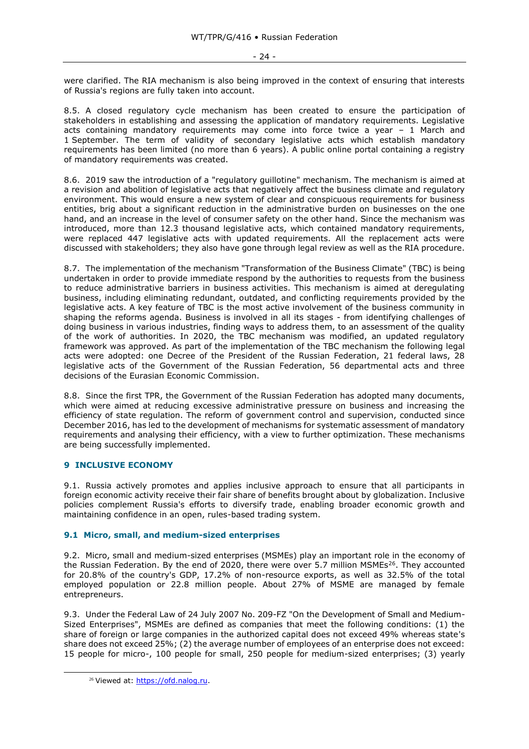were clarified. The RIA mechanism is also being improved in the context of ensuring that interests of Russia's regions are fully taken into account.

8.5. A closed regulatory cycle mechanism has been created to ensure the participation of stakeholders in establishing and assessing the application of mandatory requirements. Legislative acts containing mandatory requirements may come into force twice a year – 1 March and 1 September. The term of validity of secondary legislative acts which establish mandatory requirements has been limited (no more than 6 years). A public online portal containing a registry of mandatory requirements was created.

8.6. 2019 saw the introduction of a "regulatory guillotine" mechanism. The mechanism is aimed at a revision and abolition of legislative acts that negatively affect the business climate and regulatory environment. This would ensure a new system of clear and conspicuous requirements for business entities, brig about a significant reduction in the administrative burden on businesses on the one hand, and an increase in the level of consumer safety on the other hand. Since the mechanism was introduced, more than 12.3 thousand legislative acts, which contained mandatory requirements, were replaced 447 legislative acts with updated requirements. All the replacement acts were discussed with stakeholders; they also have gone through legal review as well as the RIA procedure.

8.7. The implementation of the mechanism "Transformation of the Business Climate" (TBC) is being undertaken in order to provide immediate respond by the authorities to requests from the business to reduce administrative barriers in business activities. This mechanism is aimed at deregulating business, including eliminating redundant, outdated, and conflicting requirements provided by the legislative acts. A key feature of TBC is the most active involvement of the business community in shaping the reforms agenda. Business is involved in all its stages - from identifying challenges of doing business in various industries, finding ways to address them, to an assessment of the quality of the work of authorities. In 2020, the TBC mechanism was modified, an updated regulatory framework was approved. As part of the implementation of the TBC mechanism the following legal acts were adopted: one Decree of the President of the Russian Federation, 21 federal laws, 28 legislative acts of the Government of the Russian Federation, 56 departmental acts and three decisions of the Eurasian Economic Commission.

8.8. Since the first TPR, the Government of the Russian Federation has adopted many documents, which were aimed at reducing excessive administrative pressure on business and increasing the efficiency of state regulation. The reform of government control and supervision, conducted since December 2016, has led to the development of mechanisms for systematic assessment of mandatory requirements and analysing their efficiency, with a view to further optimization. These mechanisms are being successfully implemented.

## 9 INCLUSIVE ECONOMY

9.1. Russia actively promotes and applies inclusive approach to ensure that all participants in foreign economic activity receive their fair share of benefits brought about by globalization. Inclusive policies complement Russia's efforts to diversify trade, enabling broader economic growth and maintaining confidence in an open, rules-based trading system.

### 9.1 Micro, small, and medium-sized enterprises

9.2. Micro, small and medium-sized enterprises (MSMEs) play an important role in the economy of the Russian Federation. By the end of 2020, there were over 5.7 million MSMEs[26]. They accounted for 20.8% of the country's GDP, 17.2% of non-resource exports, as well as 32.5% of the total employed population or 22.8 million people. About 27% of MSME are managed by female entrepreneurs.

9.3. Under the Federal Law of 24 July 2007 No. 209-FZ "On the Development of Small and Medium-Sized Enterprises", MSMEs are defined as companies that meet the following conditions: (1) the share of foreign or large companies in the authorized capital does not exceed 49% whereas state's share does not exceed 25%; (2) the average number of employees of an enterprise does not exceed: 15 people for micro-, 100 people for small, 250 people for medium-sized enterprises; (3) yearly

[26] Viewed at: https://ofd.nalog.ru.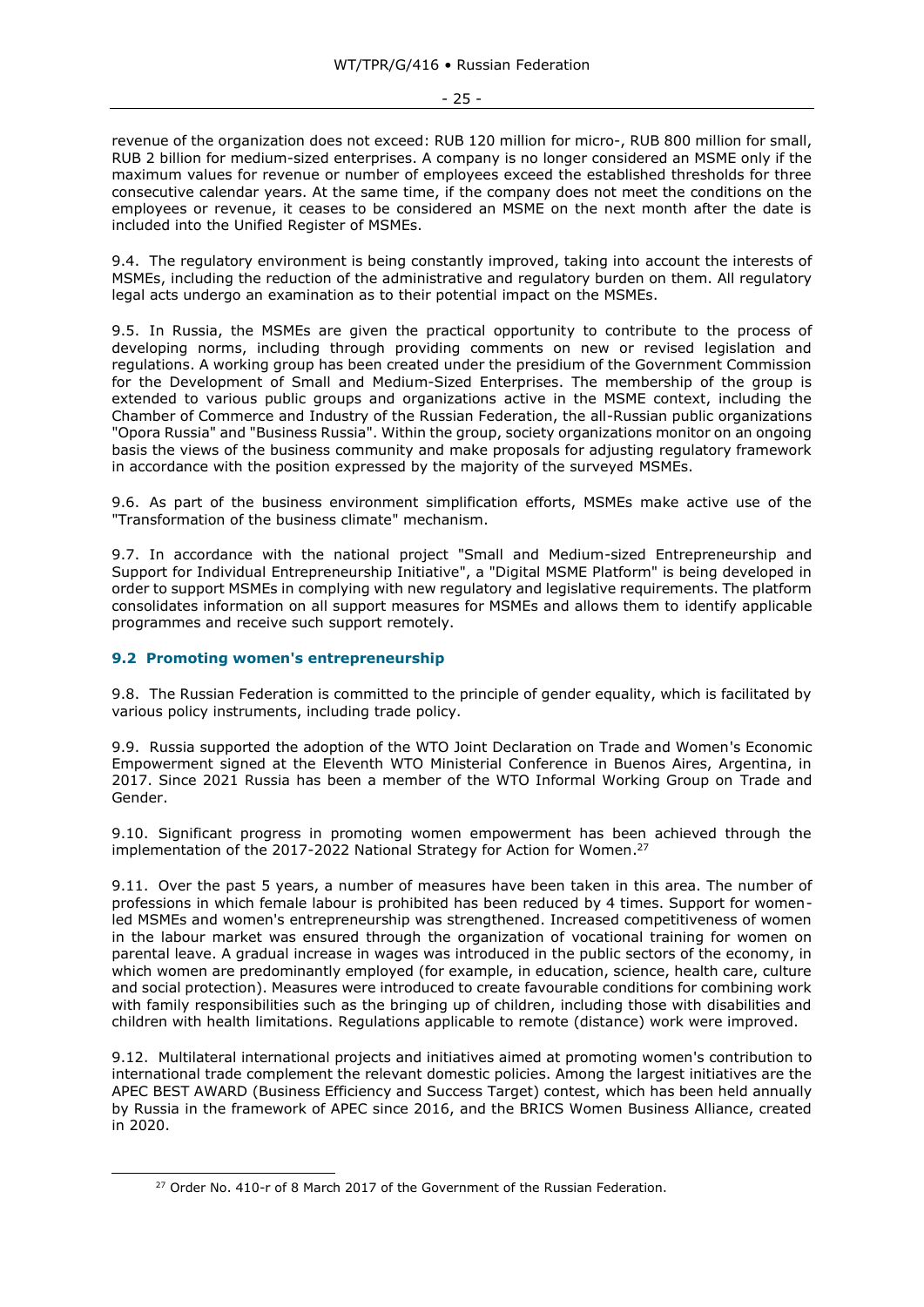revenue of the organization does not exceed: RUB 120 million for micro-, RUB 800 million for small, RUB 2 billion for medium-sized enterprises. A company is no longer considered an MSME only if the maximum values for revenue or number of employees exceed the established thresholds for three consecutive calendar years. At the same time, if the company does not meet the conditions on the employees or revenue, it ceases to be considered an MSME on the next month after the date is included into the Unified Register of MSMEs.

9.4. The regulatory environment is being constantly improved, taking into account the interests of MSMEs, including the reduction of the administrative and regulatory burden on them. All regulatory legal acts undergo an examination as to their potential impact on the MSMEs.

9.5. In Russia, the MSMEs are given the practical opportunity to contribute to the process of developing norms, including through providing comments on new or revised legislation and regulations. A working group has been created under the presidium of the Government Commission for the Development of Small and Medium-Sized Enterprises. The membership of the group is extended to various public groups and organizations active in the MSME context, including the Chamber of Commerce and Industry of the Russian Federation, the all-Russian public organizations "Opora Russia" and "Business Russia". Within the group, society organizations monitor on an ongoing basis the views of the business community and make proposals for adjusting regulatory framework in accordance with the position expressed by the majority of the surveyed MSMEs.

9.6. As part of the business environment simplification efforts, MSMEs make active use of the "Transformation of the business climate" mechanism.

9.7. In accordance with the national project "Small and Medium-sized Entrepreneurship and Support for Individual Entrepreneurship Initiative", a "Digital MSME Platform" is being developed in order to support MSMEs in complying with new regulatory and legislative requirements. The platform consolidates information on all support measures for MSMEs and allows them to identify applicable programmes and receive such support remotely.

## 9.2 Promoting women's entrepreneurship

9.8. The Russian Federation is committed to the principle of gender equality, which is facilitated by various policy instruments, including trade policy.

9.9. Russia supported the adoption of the WTO Joint Declaration on Trade and Women's Economic Empowerment signed at the Eleventh WTO Ministerial Conference in Buenos Aires, Argentina, in 2017. Since 2021 Russia has been a member of the WTO Informal Working Group on Trade and Gender.

9.10. Significant progress in promoting women empowerment has been achieved through the implementation of the 2017-2022 National Strategy for Action for Women.[27]

9.11. Over the past 5 years, a number of measures have been taken in this area. The number of professions in which female labour is prohibited has been reduced by 4 times. Support for women-led MSMEs and women's entrepreneurship was strengthened. Increased competitiveness of women in the labour market was ensured through the organization of vocational training for women on parental leave. A gradual increase in wages was introduced in the public sectors of the economy, in which women are predominantly employed (for example, in education, science, health care, culture and social protection). Measures were introduced to create favourable conditions for combining work with family responsibilities such as the bringing up of children, including those with disabilities and children with health limitations. Regulations applicable to remote (distance) work were improved.

9.12. Multilateral international projects and initiatives aimed at promoting women's contribution to international trade complement the relevant domestic policies. Among the largest initiatives are the APEC BEST AWARD (Business Efficiency and Success Target) contest, which has been held annually by Russia in the framework of APEC since 2016, and the BRICS Women Business Alliance, created in 2020.

---

[27] Order No. 410-r of 8 March 2017 of the Government of the Russian Federation.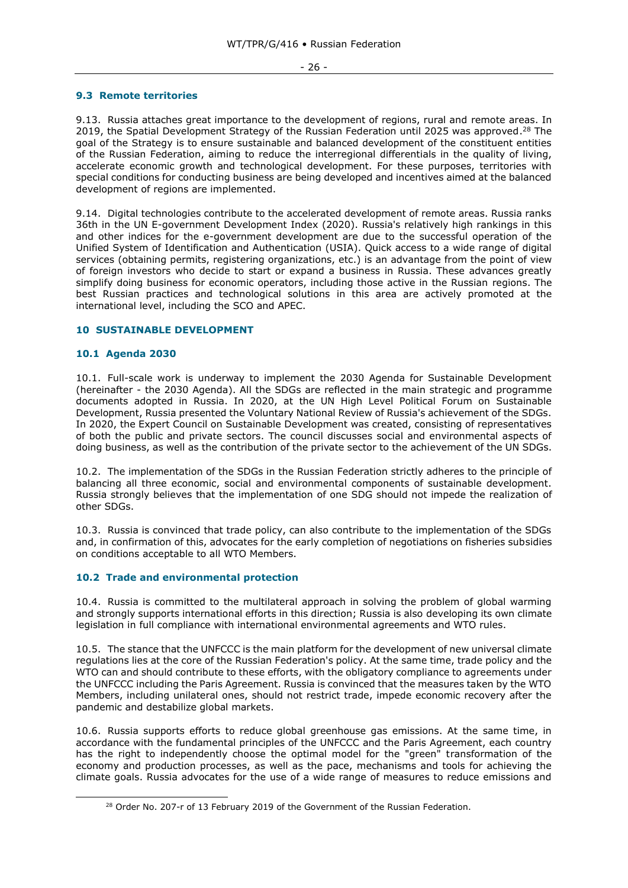### 9.3 Remote territories

9.13. Russia attaches great importance to the development of regions, rural and remote areas. In 2019, the Spatial Development Strategy of the Russian Federation until 2025 was approved.[28] The goal of the Strategy is to ensure sustainable and balanced development of the constituent entities of the Russian Federation, aiming to reduce the interregional differentials in the quality of living, accelerate economic growth and technological development. For these purposes, territories with special conditions for conducting business are being developed and incentives aimed at the balanced development of regions are implemented.

9.14. Digital technologies contribute to the accelerated development of remote areas. Russia ranks 36th in the UN E-government Development Index (2020). Russia's relatively high rankings in this and other indices for the e-government development are due to the successful operation of the Unified System of Identification and Authentication (USIA). Quick access to a wide range of digital services (obtaining permits, registering organizations, etc.) is an advantage from the point of view of foreign investors who decide to start or expand a business in Russia. These advances greatly simplify doing business for economic operators, including those active in the Russian regions. The best Russian practices and technological solutions in this area are actively promoted at the international level, including the SCO and APEC.

## 10 SUSTAINABLE DEVELOPMENT

### 10.1 Agenda 2030

10.1. Full-scale work is underway to implement the 2030 Agenda for Sustainable Development (hereinafter - the 2030 Agenda). All the SDGs are reflected in the main strategic and programme documents adopted in Russia. In 2020, at the UN High Level Political Forum on Sustainable Development, Russia presented the Voluntary National Review of Russia's achievement of the SDGs. In 2020, the Expert Council on Sustainable Development was created, consisting of representatives of both the public and private sectors. The council discusses social and environmental aspects of doing business, as well as the contribution of the private sector to the achievement of the UN SDGs.

10.2. The implementation of the SDGs in the Russian Federation strictly adheres to the principle of balancing all three economic, social and environmental components of sustainable development. Russia strongly believes that the implementation of one SDG should not impede the realization of other SDGs.

10.3. Russia is convinced that trade policy, can also contribute to the implementation of the SDGs and, in confirmation of this, advocates for the early completion of negotiations on fisheries subsidies on conditions acceptable to all WTO Members.

### 10.2 Trade and environmental protection

10.4. Russia is committed to the multilateral approach in solving the problem of global warming and strongly supports international efforts in this direction; Russia is also developing its own climate legislation in full compliance with international environmental agreements and WTO rules.

10.5. The stance that the UNFCCC is the main platform for the development of new universal climate regulations lies at the core of the Russian Federation's policy. At the same time, trade policy and the WTO can and should contribute to these efforts, with the obligatory compliance to agreements under the UNFCCC including the Paris Agreement. Russia is convinced that the measures taken by the WTO Members, including unilateral ones, should not restrict trade, impede economic recovery after the pandemic and destabilize global markets.

10.6. Russia supports efforts to reduce global greenhouse gas emissions. At the same time, in accordance with the fundamental principles of the UNFCCC and the Paris Agreement, each country has the right to independently choose the optimal model for the "green" transformation of the economy and production processes, as well as the pace, mechanisms and tools for achieving the climate goals. Russia advocates for the use of a wide range of measures to reduce emissions and

[28] Order No. 207-r of 13 February 2019 of the Government of the Russian Federation.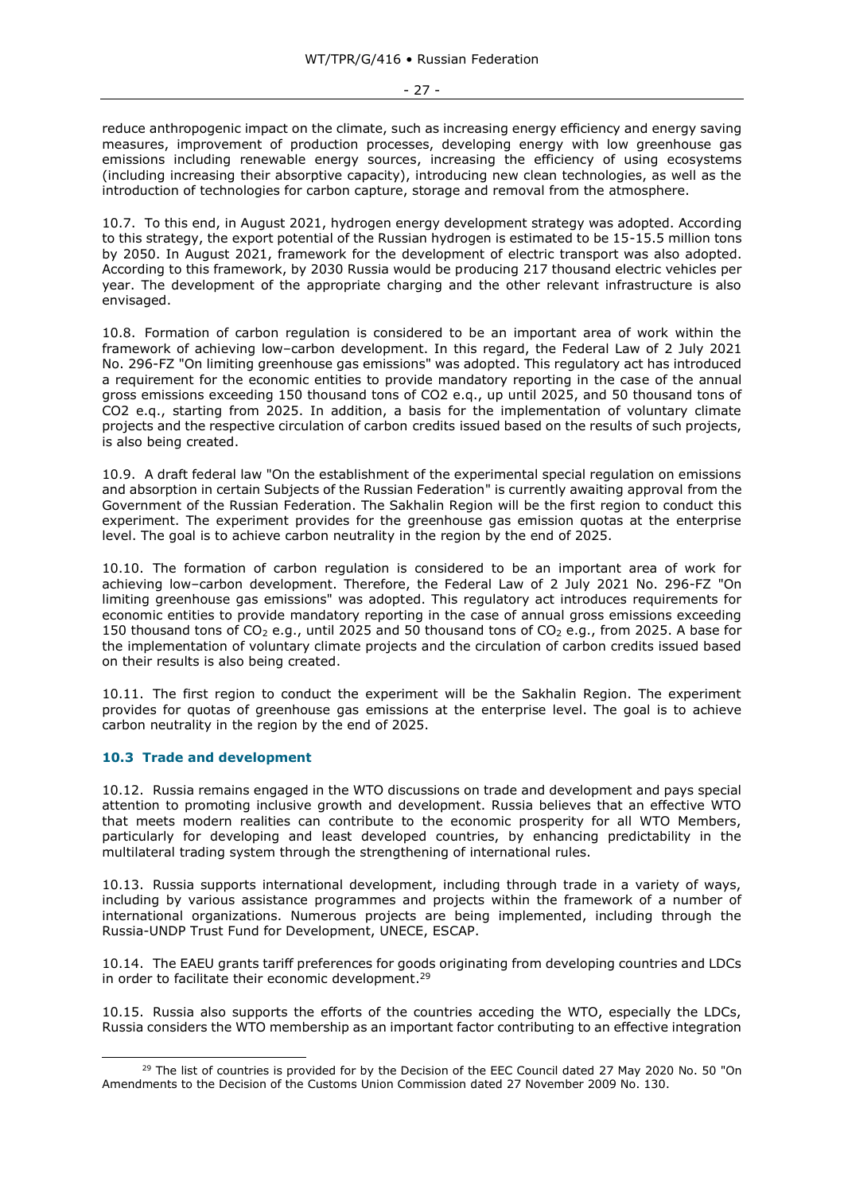reduce anthropogenic impact on the climate, such as increasing energy efficiency and energy saving measures, improvement of production processes, developing energy with low greenhouse gas emissions including renewable energy sources, increasing the efficiency of using ecosystems (including increasing their absorptive capacity), introducing new clean technologies, as well as the introduction of technologies for carbon capture, storage and removal from the atmosphere.

10.7. To this end, in August 2021, hydrogen energy development strategy was adopted. According to this strategy, the export potential of the Russian hydrogen is estimated to be 15-15.5 million tons by 2050. In August 2021, framework for the development of electric transport was also adopted. According to this framework, by 2030 Russia would be producing 217 thousand electric vehicles per year. The development of the appropriate charging and the other relevant infrastructure is also envisaged.

10.8. Formation of carbon regulation is considered to be an important area of work within the framework of achieving low–carbon development. In this regard, the Federal Law of 2 July 2021 No. 296-FZ "On limiting greenhouse gas emissions" was adopted. This regulatory act has introduced a requirement for the economic entities to provide mandatory reporting in the case of the annual gross emissions exceeding 150 thousand tons of CO2 e.q., up until 2025, and 50 thousand tons of CO2 e.q., starting from 2025. In addition, a basis for the implementation of voluntary climate projects and the respective circulation of carbon credits issued based on the results of such projects, is also being created.

10.9. A draft federal law "On the establishment of the experimental special regulation on emissions and absorption in certain Subjects of the Russian Federation" is currently awaiting approval from the Government of the Russian Federation. The Sakhalin Region will be the first region to conduct this experiment. The experiment provides for the greenhouse gas emission quotas at the enterprise level. The goal is to achieve carbon neutrality in the region by the end of 2025.

10.10. The formation of carbon regulation is considered to be an important area of work for achieving low–carbon development. Therefore, the Federal Law of 2 July 2021 No. 296-FZ "On limiting greenhouse gas emissions" was adopted. This regulatory act introduces requirements for economic entities to provide mandatory reporting in the case of annual gross emissions exceeding 150 thousand tons of $CO_2$ e.q., until 2025 and 50 thousand tons of $CO_2$ e.q., from 2025. A base for the implementation of voluntary climate projects and the circulation of carbon credits issued based on their results is also being created.

10.11. The first region to conduct the experiment will be the Sakhalin Region. The experiment provides for quotas of greenhouse gas emissions at the enterprise level. The goal is to achieve carbon neutrality in the region by the end of 2025.

### 10.3 Trade and development

10.12. Russia remains engaged in the WTO discussions on trade and development and pays special attention to promoting inclusive growth and development. Russia believes that an effective WTO that meets modern realities can contribute to the economic prosperity for all WTO Members, particularly for developing and least developed countries, by enhancing predictability in the multilateral trading system through the strengthening of international rules.

10.13. Russia supports international development, including through trade in a variety of ways, including by various assistance programmes and projects within the framework of a number of international organizations. Numerous projects are being implemented, including through the Russia-UNDP Trust Fund for Development, UNECE, ESCAP.

10.14. The EAEU grants tariff preferences for goods originating from developing countries and LDCs in order to facilitate their economic development.[29]

10.15. Russia also supports the efforts of the countries acceding the WTO, especially the LDCs, Russia considers the WTO membership as an important factor contributing to an effective integration

---

[29] The list of countries is provided for by the Decision of the EEC Council dated 27 May 2020 No. 50 "On Amendments to the Decision of the Customs Union Commission dated 27 November 2009 No. 130.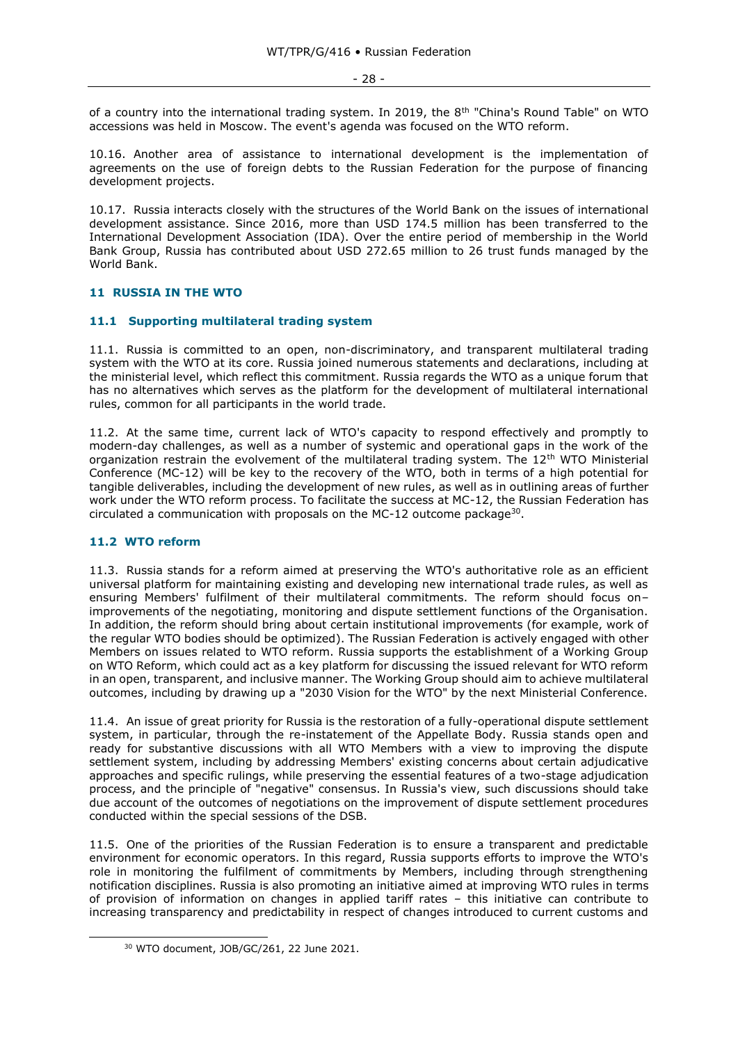of a country into the international trading system. In 2019, the 8th "China's Round Table" on WTO accessions was held in Moscow. The event's agenda was focused on the WTO reform.

10.16. Another area of assistance to international development is the implementation of agreements on the use of foreign debts to the Russian Federation for the purpose of financing development projects.

10.17. Russia interacts closely with the structures of the World Bank on the issues of international development assistance. Since 2016, more than USD 174.5 million has been transferred to the International Development Association (IDA). Over the entire period of membership in the World Bank Group, Russia has contributed about USD 272.65 million to 26 trust funds managed by the World Bank.

## 11 RUSSIA IN THE WTO

### 11.1 Supporting multilateral trading system

11.1. Russia is committed to an open, non-discriminatory, and transparent multilateral trading system with the WTO at its core. Russia joined numerous statements and declarations, including at the ministerial level, which reflect this commitment. Russia regards the WTO as a unique forum that has no alternatives which serves as the platform for the development of multilateral international rules, common for all participants in the world trade.

11.2. At the same time, current lack of WTO's capacity to respond effectively and promptly to modern-day challenges, as well as a number of systemic and operational gaps in the work of the organization restrain the evolvement of the multilateral trading system. The 12th WTO Ministerial Conference (MC-12) will be key to the recovery of the WTO, both in terms of a high potential for tangible deliverables, including the development of new rules, as well as in outlining areas of further work under the WTO reform process. To facilitate the success at MC-12, the Russian Federation has circulated a communication with proposals on the MC-12 outcome package[30].

### 11.2 WTO reform

11.3. Russia stands for a reform aimed at preserving the WTO's authoritative role as an efficient universal platform for maintaining existing and developing new international trade rules, as well as ensuring Members' fulfilment of their multilateral commitments. The reform should focus on– improvements of the negotiating, monitoring and dispute settlement functions of the Organisation. In addition, the reform should bring about certain institutional improvements (for example, work of the regular WTO bodies should be optimized). The Russian Federation is actively engaged with other Members on issues related to WTO reform. Russia supports the establishment of a Working Group on WTO Reform, which could act as a key platform for discussing the issued relevant for WTO reform in an open, transparent, and inclusive manner. The Working Group should aim to achieve multilateral outcomes, including by drawing up a "2030 Vision for the WTO" by the next Ministerial Conference.

11.4. An issue of great priority for Russia is the restoration of a fully-operational dispute settlement system, in particular, through the re-instatement of the Appellate Body. Russia stands open and ready for substantive discussions with all WTO Members with a view to improving the dispute settlement system, including by addressing Members' existing concerns about certain adjudicative approaches and specific rulings, while preserving the essential features of a two-stage adjudication process, and the principle of "negative" consensus. In Russia's view, such discussions should take due account of the outcomes of negotiations on the improvement of dispute settlement procedures conducted within the special sessions of the DSB.

11.5. One of the priorities of the Russian Federation is to ensure a transparent and predictable environment for economic operators. In this regard, Russia supports efforts to improve the WTO's role in monitoring the fulfilment of commitments by Members, including through strengthening notification disciplines. Russia is also promoting an initiative aimed at improving WTO rules in terms of provision of information on changes in applied tariff rates – this initiative can contribute to increasing transparency and predictability in respect of changes introduced to current customs and

---

[30] WTO document, JOB/GC/261, 22 June 2021.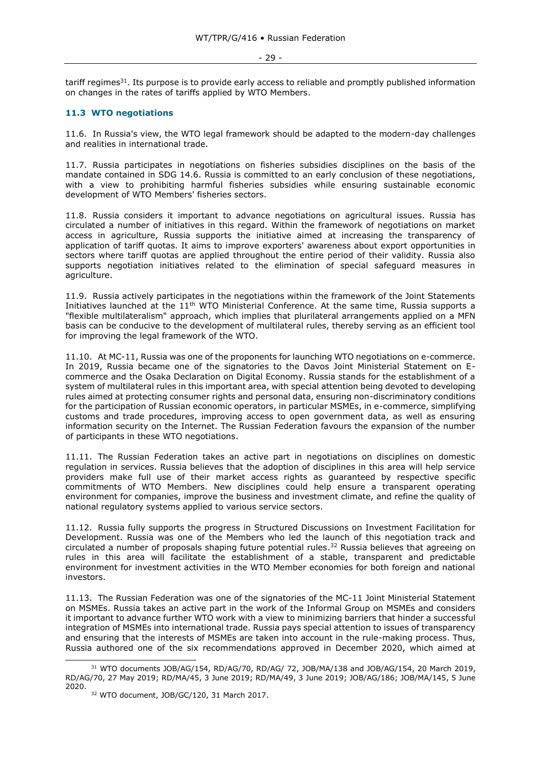tariff regimes[31]. Its purpose is to provide early access to reliable and promptly published information on changes in the rates of tariffs applied by WTO Members.

### 11.3 WTO negotiations

11.6. In Russia's view, the WTO legal framework should be adapted to the modern-day challenges and realities in international trade.

11.7. Russia participates in negotiations on fisheries subsidies disciplines on the basis of the mandate contained in SDG 14.6. Russia is committed to an early conclusion of these negotiations, with a view to prohibiting harmful fisheries subsidies while ensuring sustainable economic development of WTO Members' fisheries sectors.

11.8. Russia considers it important to advance negotiations on agricultural issues. Russia has circulated a number of initiatives in this regard. Within the framework of negotiations on market access in agriculture, Russia supports the initiative aimed at increasing the transparency of application of tariff quotas. It aims to improve exporters' awareness about export opportunities in sectors where tariff quotas are applied throughout the entire period of their validity. Russia also supports negotiation initiatives related to the elimination of special safeguard measures in agriculture.

11.9. Russia actively participates in the negotiations within the framework of the Joint Statements Initiatives launched at the 11th WTO Ministerial Conference. At the same time, Russia supports a "flexible multilateralism" approach, which implies that plurilateral arrangements applied on a MFN basis can be conducive to the development of multilateral rules, thereby serving as an efficient tool for improving the legal framework of the WTO.

11.10. At MC-11, Russia was one of the proponents for launching WTO negotiations on e-commerce. In 2019, Russia became one of the signatories to the Davos Joint Ministerial Statement on E-commerce and the Osaka Declaration on Digital Economy. Russia stands for the establishment of a system of multilateral rules in this important area, with special attention being devoted to developing rules aimed at protecting consumer rights and personal data, ensuring non-discriminatory conditions for the participation of Russian economic operators, in particular MSMEs, in e-commerce, simplifying customs and trade procedures, improving access to open government data, as well as ensuring information security on the Internet. The Russian Federation favours the expansion of the number of participants in these WTO negotiations.

11.11. The Russian Federation takes an active part in negotiations on disciplines on domestic regulation in services. Russia believes that the adoption of disciplines in this area will help service providers make full use of their market access rights as guaranteed by respective specific commitments of WTO Members. New disciplines could help ensure a transparent operating environment for companies, improve the business and investment climate, and refine the quality of national regulatory systems applied to various service sectors.

11.12. Russia fully supports the progress in Structured Discussions on Investment Facilitation for Development. Russia was one of the Members who led the launch of this negotiation track and circulated a number of proposals shaping future potential rules.[32] Russia believes that agreeing on rules in this area will facilitate the establishment of a stable, transparent and predictable environment for investment activities in the WTO Member economies for both foreign and national investors.

11.13. The Russian Federation was one of the signatories of the MC-11 Joint Ministerial Statement on MSMEs. Russia takes an active part in the work of the Informal Group on MSMEs and considers it important to advance further WTO work with a view to minimizing barriers that hinder a successful integration of MSMEs into international trade. Russia pays special attention to issues of transparency and ensuring that the interests of MSMEs are taken into account in the rule-making process. Thus, Russia authored one of the six recommendations approved in December 2020, which aimed at

---

[31] WTO documents JOB/AG/154, RD/AG/70, RD/AG/ 72, JOB/MA/138 and JOB/AG/154, 20 March 2019, RD/AG/70, 27 May 2019; RD/MA/45, 3 June 2019; RD/MA/49, 3 June 2019; JOB/AG/186; JOB/MA/145, 5 June 2020.

[32] WTO document, JOB/GC/120, 31 March 2017.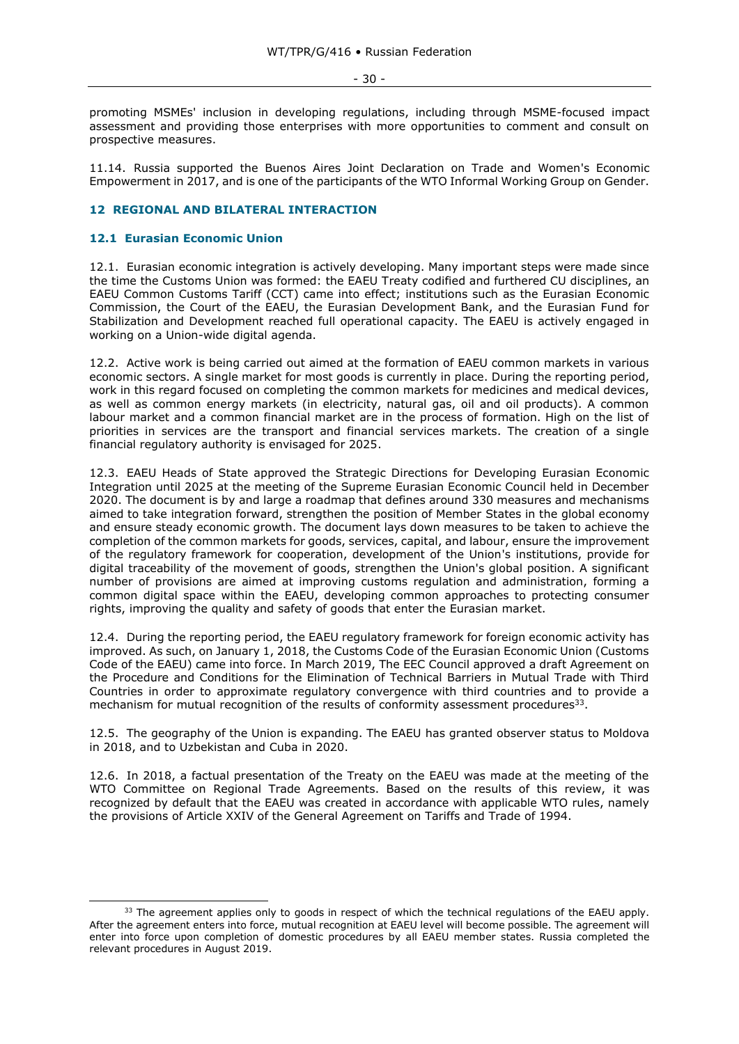promoting MSMEs' inclusion in developing regulations, including through MSME-focused impact assessment and providing those enterprises with more opportunities to comment and consult on prospective measures.

11.14. Russia supported the Buenos Aires Joint Declaration on Trade and Women's Economic Empowerment in 2017, and is one of the participants of the WTO Informal Working Group on Gender.

## 12 REGIONAL AND BILATERAL INTERACTION

### 12.1 Eurasian Economic Union

12.1. Eurasian economic integration is actively developing. Many important steps were made since the time the Customs Union was formed: the EAEU Treaty codified and furthered CU disciplines, an EAEU Common Customs Tariff (CCT) came into effect; institutions such as the Eurasian Economic Commission, the Court of the EAEU, the Eurasian Development Bank, and the Eurasian Fund for Stabilization and Development reached full operational capacity. The EAEU is actively engaged in working on a Union-wide digital agenda.

12.2. Active work is being carried out aimed at the formation of EAEU common markets in various economic sectors. A single market for most goods is currently in place. During the reporting period, work in this regard focused on completing the common markets for medicines and medical devices, as well as common energy markets (in electricity, natural gas, oil and oil products). A common labour market and a common financial market are in the process of formation. High on the list of priorities in services are the transport and financial services markets. The creation of a single financial regulatory authority is envisaged for 2025.

12.3. EAEU Heads of State approved the Strategic Directions for Developing Eurasian Economic Integration until 2025 at the meeting of the Supreme Eurasian Economic Council held in December 2020. The document is by and large a roadmap that defines around 330 measures and mechanisms aimed to take integration forward, strengthen the position of Member States in the global economy and ensure steady economic growth. The document lays down measures to be taken to achieve the completion of the common markets for goods, services, capital, and labour, ensure the improvement of the regulatory framework for cooperation, development of the Union's institutions, provide for digital traceability of the movement of goods, strengthen the Union's global position. A significant number of provisions are aimed at improving customs regulation and administration, forming a common digital space within the EAEU, developing common approaches to protecting consumer rights, improving the quality and safety of goods that enter the Eurasian market.

12.4. During the reporting period, the EAEU regulatory framework for foreign economic activity has improved. As such, on January 1, 2018, the Customs Code of the Eurasian Economic Union (Customs Code of the EAEU) came into force. In March 2019, The EEC Council approved a draft Agreement on the Procedure and Conditions for the Elimination of Technical Barriers in Mutual Trade with Third Countries in order to approximate regulatory convergence with third countries and to provide a mechanism for mutual recognition of the results of conformity assessment procedures[33].

12.5. The geography of the Union is expanding. The EAEU has granted observer status to Moldova in 2018, and to Uzbekistan and Cuba in 2020.

12.6. In 2018, a factual presentation of the Treaty on the EAEU was made at the meeting of the WTO Committee on Regional Trade Agreements. Based on the results of this review, it was recognized by default that the EAEU was created in accordance with applicable WTO rules, namely the provisions of Article XXIV of the General Agreement on Tariffs and Trade of 1994.

---

[33] The agreement applies only to goods in respect of which the technical regulations of the EAEU apply. After the agreement enters into force, mutual recognition at EAEU level will become possible. The agreement will enter into force upon completion of domestic procedures by all EAEU member states. Russia completed the relevant procedures in August 2019.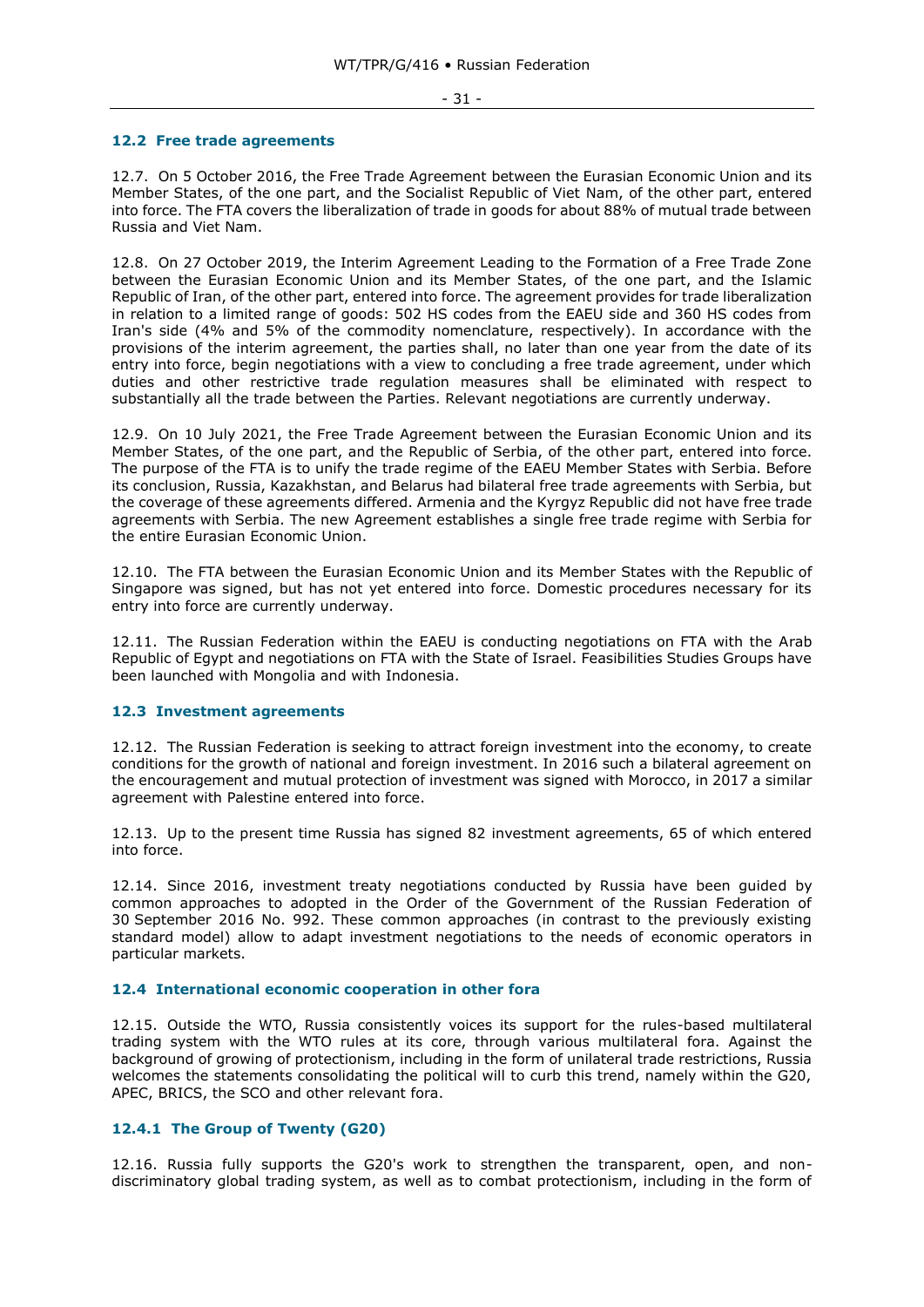### 12.2 Free trade agreements

12.7. On 5 October 2016, the Free Trade Agreement between the Eurasian Economic Union and its Member States, of the one part, and the Socialist Republic of Viet Nam, of the other part, entered into force. The FTA covers the liberalization of trade in goods for about 88% of mutual trade between Russia and Viet Nam.

12.8. On 27 October 2019, the Interim Agreement Leading to the Formation of a Free Trade Zone between the Eurasian Economic Union and its Member States, of the one part, and the Islamic Republic of Iran, of the other part, entered into force. The agreement provides for trade liberalization in relation to a limited range of goods: 502 HS codes from the EAEU side and 360 HS codes from Iran's side (4% and 5% of the commodity nomenclature, respectively). In accordance with the provisions of the interim agreement, the parties shall, no later than one year from the date of its entry into force, begin negotiations with a view to concluding a free trade agreement, under which duties and other restrictive trade regulation measures shall be eliminated with respect to substantially all the trade between the Parties. Relevant negotiations are currently underway.

12.9. On 10 July 2021, the Free Trade Agreement between the Eurasian Economic Union and its Member States, of the one part, and the Republic of Serbia, of the other part, entered into force. The purpose of the FTA is to unify the trade regime of the EAEU Member States with Serbia. Before its conclusion, Russia, Kazakhstan, and Belarus had bilateral free trade agreements with Serbia, but the coverage of these agreements differed. Armenia and the Kyrgyz Republic did not have free trade agreements with Serbia. The new Agreement establishes a single free trade regime with Serbia for the entire Eurasian Economic Union.

12.10. The FTA between the Eurasian Economic Union and its Member States with the Republic of Singapore was signed, but has not yet entered into force. Domestic procedures necessary for its entry into force are currently underway.

12.11. The Russian Federation within the EAEU is conducting negotiations on FTA with the Arab Republic of Egypt and negotiations on FTA with the State of Israel. Feasibilities Studies Groups have been launched with Mongolia and with Indonesia.

### 12.3 Investment agreements

12.12. The Russian Federation is seeking to attract foreign investment into the economy, to create conditions for the growth of national and foreign investment. In 2016 such a bilateral agreement on the encouragement and mutual protection of investment was signed with Morocco, in 2017 a similar agreement with Palestine entered into force.

12.13. Up to the present time Russia has signed 82 investment agreements, 65 of which entered into force.

12.14. Since 2016, investment treaty negotiations conducted by Russia have been guided by common approaches to adopted in the Order of the Government of the Russian Federation of 30 September 2016 No. 992. These common approaches (in contrast to the previously existing standard model) allow to adapt investment negotiations to the needs of economic operators in particular markets.

### 12.4 International economic cooperation in other fora

12.15. Outside the WTO, Russia consistently voices its support for the rules-based multilateral trading system with the WTO rules at its core, through various multilateral fora. Against the background of growing of protectionism, including in the form of unilateral trade restrictions, Russia welcomes the statements consolidating the political will to curb this trend, namely within the G20, APEC, BRICS, the SCO and other relevant fora.

#### 12.4.1 The Group of Twenty (G20)

12.16. Russia fully supports the G20's work to strengthen the transparent, open, and non-discriminatory global trading system, as well as to combat protectionism, including in the form of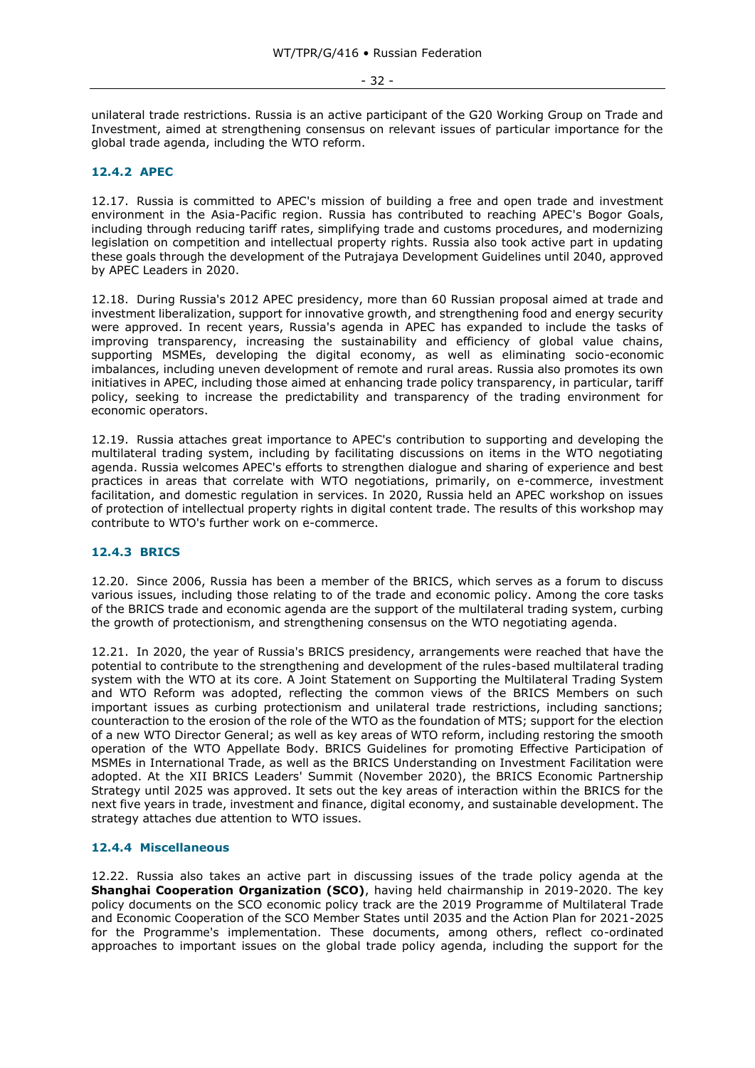unilateral trade restrictions. Russia is an active participant of the G20 Working Group on Trade and Investment, aimed at strengthening consensus on relevant issues of particular importance for the global trade agenda, including the WTO reform.

### 12.4.2 APEC

12.17. Russia is committed to APEC's mission of building a free and open trade and investment environment in the Asia-Pacific region. Russia has contributed to reaching APEC's Bogor Goals, including through reducing tariff rates, simplifying trade and customs procedures, and modernizing legislation on competition and intellectual property rights. Russia also took active part in updating these goals through the development of the Putrajaya Development Guidelines until 2040, approved by APEC Leaders in 2020.

12.18. During Russia's 2012 APEC presidency, more than 60 Russian proposal aimed at trade and investment liberalization, support for innovative growth, and strengthening food and energy security were approved. In recent years, Russia's agenda in APEC has expanded to include the tasks of improving transparency, increasing the sustainability and efficiency of global value chains, supporting MSMEs, developing the digital economy, as well as eliminating socio-economic imbalances, including uneven development of remote and rural areas. Russia also promotes its own initiatives in APEC, including those aimed at enhancing trade policy transparency, in particular, tariff policy, seeking to increase the predictability and transparency of the trading environment for economic operators.

12.19. Russia attaches great importance to APEC's contribution to supporting and developing the multilateral trading system, including by facilitating discussions on items in the WTO negotiating agenda. Russia welcomes APEC's efforts to strengthen dialogue and sharing of experience and best practices in areas that correlate with WTO negotiations, primarily, on e-commerce, investment facilitation, and domestic regulation in services. In 2020, Russia held an APEC workshop on issues of protection of intellectual property rights in digital content trade. The results of this workshop may contribute to WTO's further work on e-commerce.

### 12.4.3 BRICS

12.20. Since 2006, Russia has been a member of the BRICS, which serves as a forum to discuss various issues, including those relating to of the trade and economic policy. Among the core tasks of the BRICS trade and economic agenda are the support of the multilateral trading system, curbing the growth of protectionism, and strengthening consensus on the WTO negotiating agenda.

12.21. In 2020, the year of Russia's BRICS presidency, arrangements were reached that have the potential to contribute to the strengthening and development of the rules-based multilateral trading system with the WTO at its core. A Joint Statement on Supporting the Multilateral Trading System and WTO Reform was adopted, reflecting the common views of the BRICS Members on such important issues as curbing protectionism and unilateral trade restrictions, including sanctions; counteraction to the erosion of the role of the WTO as the foundation of MTS; support for the election of a new WTO Director General; as well as key areas of WTO reform, including restoring the smooth operation of the WTO Appellate Body. BRICS Guidelines for promoting Effective Participation of MSMEs in International Trade, as well as the BRICS Understanding on Investment Facilitation were adopted. At the XII BRICS Leaders' Summit (November 2020), the BRICS Economic Partnership Strategy until 2025 was approved. It sets out the key areas of interaction within the BRICS for the next five years in trade, investment and finance, digital economy, and sustainable development. The strategy attaches due attention to WTO issues.

### 12.4.4 Miscellaneous

12.22. Russia also takes an active part in discussing issues of the trade policy agenda at the **Shanghai Cooperation Organization (SCO)**, having held chairmanship in 2019-2020. The key policy documents on the SCO economic policy track are the 2019 Programme of Multilateral Trade and Economic Cooperation of the SCO Member States until 2035 and the Action Plan for 2021-2025 for the Programme's implementation. These documents, among others, reflect co-ordinated approaches to important issues on the global trade policy agenda, including the support for the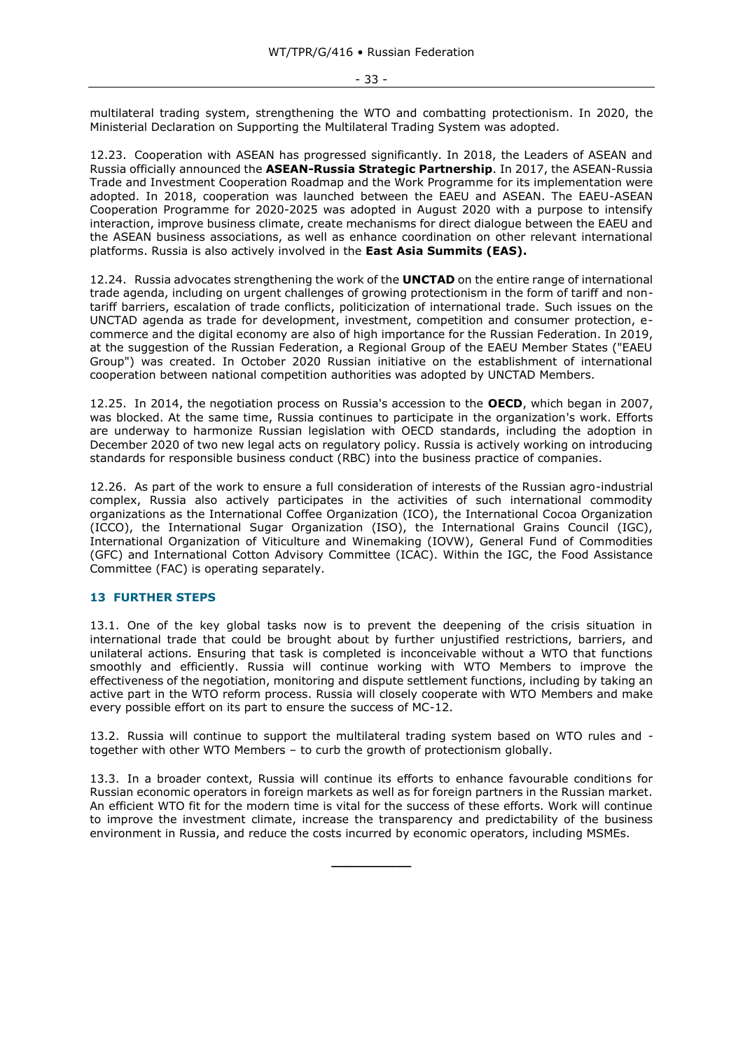multilateral trading system, strengthening the WTO and combatting protectionism. In 2020, the Ministerial Declaration on Supporting the Multilateral Trading System was adopted.

12.23. Cooperation with ASEAN has progressed significantly. In 2018, the Leaders of ASEAN and Russia officially announced the **ASEAN-Russia Strategic Partnership**. In 2017, the ASEAN-Russia Trade and Investment Cooperation Roadmap and the Work Programme for its implementation were adopted. In 2018, cooperation was launched between the EAEU and ASEAN. The EAEU-ASEAN Cooperation Programme for 2020-2025 was adopted in August 2020 with a purpose to intensify interaction, improve business climate, create mechanisms for direct dialogue between the EAEU and the ASEAN business associations, as well as enhance coordination on other relevant international platforms. Russia is also actively involved in the **East Asia Summits (EAS).**

12.24. Russia advocates strengthening the work of the **UNCTAD** on the entire range of international trade agenda, including on urgent challenges of growing protectionism in the form of tariff and non-tariff barriers, escalation of trade conflicts, politicization of international trade. Such issues on the UNCTAD agenda as trade for development, investment, competition and consumer protection, e-commerce and the digital economy are also of high importance for the Russian Federation. In 2019, at the suggestion of the Russian Federation, a Regional Group of the EAEU Member States ("EAEU Group") was created. In October 2020 Russian initiative on the establishment of international cooperation between national competition authorities was adopted by UNCTAD Members.

12.25. In 2014, the negotiation process on Russia's accession to the **OECD**, which began in 2007, was blocked. At the same time, Russia continues to participate in the organization's work. Efforts are underway to harmonize Russian legislation with OECD standards, including the adoption in December 2020 of two new legal acts on regulatory policy. Russia is actively working on introducing standards for responsible business conduct (RBC) into the business practice of companies.

12.26. As part of the work to ensure a full consideration of interests of the Russian agro-industrial complex, Russia also actively participates in the activities of such international commodity organizations as the International Coffee Organization (ICO), the International Cocoa Organization (ICCO), the International Sugar Organization (ISO), the International Grains Council (IGC), International Organization of Viticulture and Winemaking (IOVW), General Fund of Commodities (GFC) and International Cotton Advisory Committee (ICAC). Within the IGC, the Food Assistance Committee (FAC) is operating separately.

## 13 FURTHER STEPS

13.1. One of the key global tasks now is to prevent the deepening of the crisis situation in international trade that could be brought about by further unjustified restrictions, barriers, and unilateral actions. Ensuring that task is completed is inconceivable without a WTO that functions smoothly and efficiently. Russia will continue working with WTO Members to improve the effectiveness of the negotiation, monitoring and dispute settlement functions, including by taking an active part in the WTO reform process. Russia will closely cooperate with WTO Members and make every possible effort on its part to ensure the success of MC-12.

13.2. Russia will continue to support the multilateral trading system based on WTO rules and - together with other WTO Members – to curb the growth of protectionism globally.

13.3. In a broader context, Russia will continue its efforts to enhance favourable conditions for Russian economic operators in foreign markets as well as for foreign partners in the Russian market. An efficient WTO fit for the modern time is vital for the success of these efforts. Work will continue to improve the investment climate, increase the transparency and predictability of the business environment in Russia, and reduce the costs incurred by economic operators, including MSMEs.